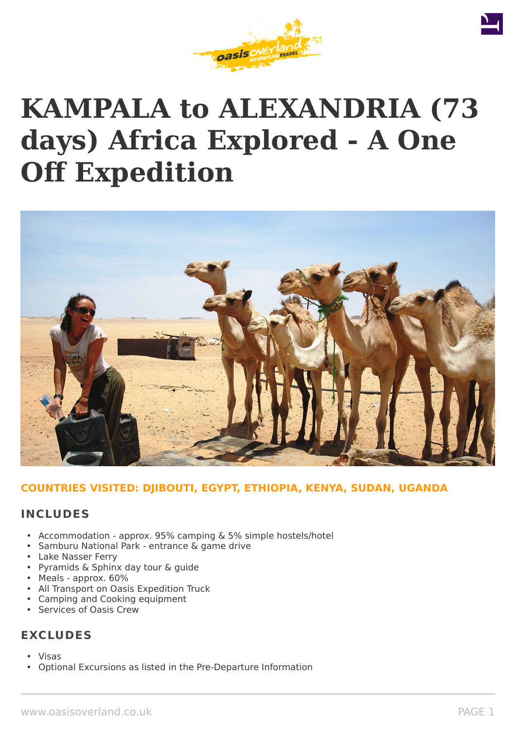# KAMPALA to ALEXANDRIA (73 days) Africa Explored - A One Off Expedition

**COUNTRIES VISITED: DJIBOUTI, EGYPT, ETHIOPIA, KENYA, SUDAN, UGANDA**

## INCLUDES

- Accommodation - approx. 95% camping & 5% simple hostels/hotel
- Samburu National Park - entrance & game drive
- Lake Nasser Ferry
- Pyramids & Sphinx day tour & guide
- Meals - approx. 60%
- All Transport on Oasis Expedition Truck
- Camping and Cooking equipment
- Services of Oasis Crew

## EXCLUDES

- Visas
- Optional Excursions as listed in the Pre-Departure Information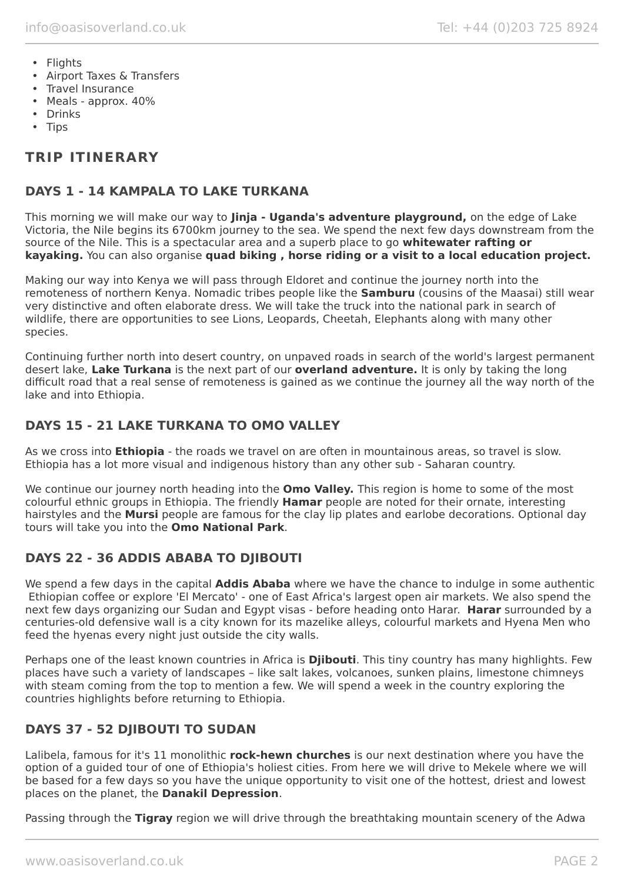- Flights
- Airport Taxes & Transfers
- Travel Insurance
- Meals - approx. 40%
- Drinks
- Tips

## TRIP ITINERARY

### DAYS 1 - 14 KAMPALA TO LAKE TURKANA

This morning we will make our way to **Jinja - Uganda's adventure playground,** on the edge of Lake Victoria, the Nile begins its 6700km journey to the sea. We spend the next few days downstream from the source of the Nile. This is a spectacular area and a superb place to go **whitewater rafting or kayaking.** You can also organise **quad biking , horse riding or a visit to a local education project.**

Making our way into Kenya we will pass through Eldoret and continue the journey north into the remoteness of northern Kenya. Nomadic tribes people like the **Samburu** (cousins of the Maasai) still wear very distinctive and often elaborate dress. We will take the truck into the national park in search of wildlife, there are opportunities to see Lions, Leopards, Cheetah, Elephants along with many other species.

Continuing further north into desert country, on unpaved roads in search of the world's largest permanent desert lake, **Lake Turkana** is the next part of our **overland adventure.** It is only by taking the long difficult road that a real sense of remoteness is gained as we continue the journey all the way north of the lake and into Ethiopia.

### DAYS 15 - 21 LAKE TURKANA TO OMO VALLEY

As we cross into **Ethiopia** - the roads we travel on are often in mountainous areas, so travel is slow. Ethiopia has a lot more visual and indigenous history than any other sub - Saharan country.

We continue our journey north heading into the **Omo Valley.** This region is home to some of the most colourful ethnic groups in Ethiopia. The friendly **Hamar** people are noted for their ornate, interesting hairstyles and the **Mursi** people are famous for the clay lip plates and earlobe decorations. Optional day tours will take you into the **Omo National Park**.

### DAYS 22 - 36 ADDIS ABABA TO DJIBOUTI

We spend a few days in the capital **Addis Ababa** where we have the chance to indulge in some authentic Ethiopian coffee or explore 'El Mercato' - one of East Africa's largest open air markets. We also spend the next few days organizing our Sudan and Egypt visas - before heading onto Harar. **Harar** surrounded by a centuries-old defensive wall is a city known for its mazelike alleys, colourful markets and Hyena Men who feed the hyenas every night just outside the city walls.

Perhaps one of the least known countries in Africa is **Djibouti**. This tiny country has many highlights. Few places have such a variety of landscapes – like salt lakes, volcanoes, sunken plains, limestone chimneys with steam coming from the top to mention a few. We will spend a week in the country exploring the countries highlights before returning to Ethiopia.

### DAYS 37 - 52 DJIBOUTI TO SUDAN

Lalibela, famous for it's 11 monolithic **rock-hewn churches** is our next destination where you have the option of a guided tour of one of Ethiopia's holiest cities. From here we will drive to Mekele where we will be based for a few days so you have the unique opportunity to visit one of the hottest, driest and lowest places on the planet, the **Danakil Depression**.

Passing through the **Tigray** region we will drive through the breathtaking mountain scenery of the Adwa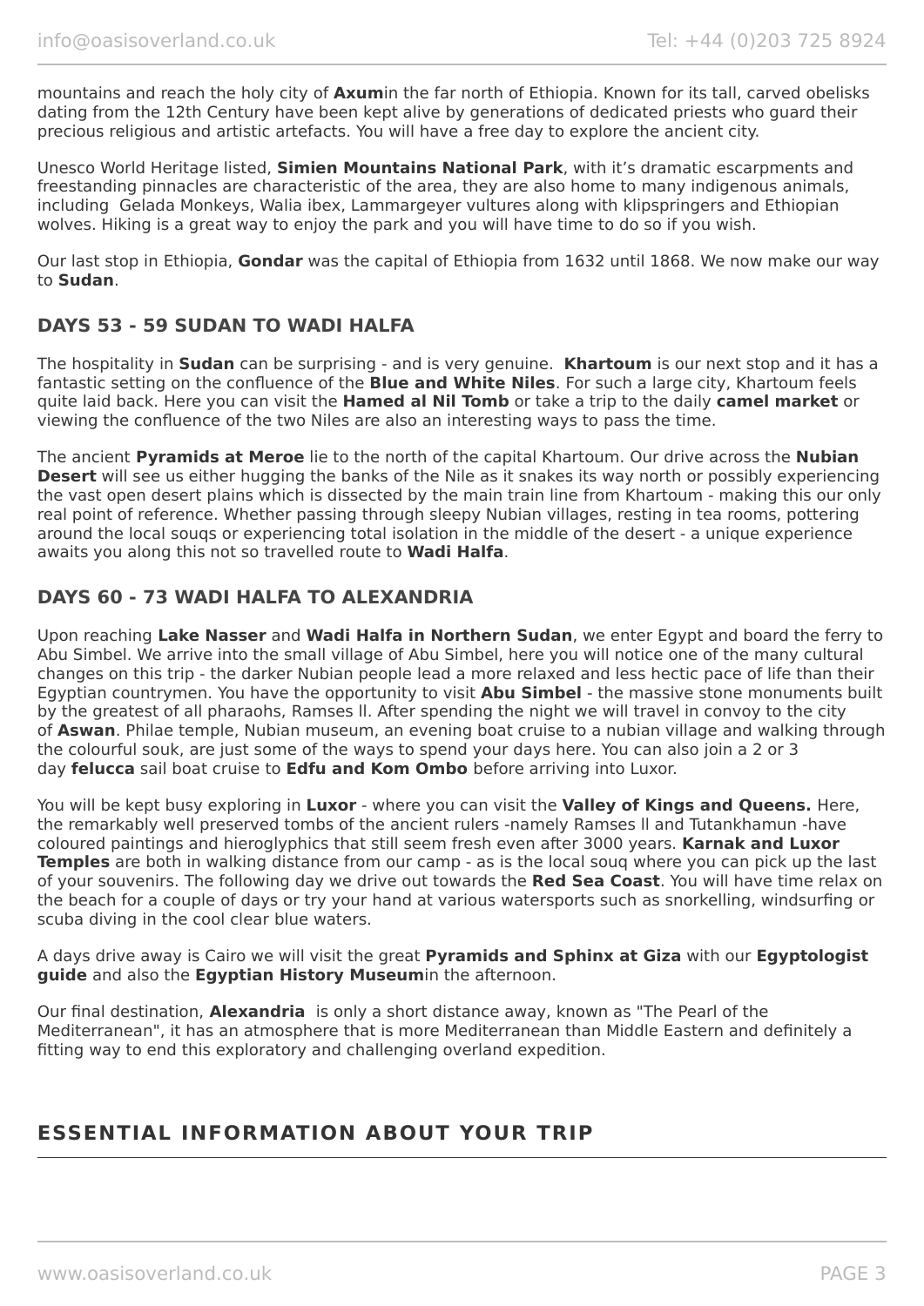mountains and reach the holy city of **Axum**in the far north of Ethiopia. Known for its tall, carved obelisks dating from the 12th Century have been kept alive by generations of dedicated priests who guard their precious religious and artistic artefacts. You will have a free day to explore the ancient city.

Unesco World Heritage listed, **Simien Mountains National Park**, with it's dramatic escarpments and freestanding pinnacles are characteristic of the area, they are also home to many indigenous animals, including Gelada Monkeys, Walia ibex, Lammargeyer vultures along with klipspringers and Ethiopian wolves. Hiking is a great way to enjoy the park and you will have time to do so if you wish.

Our last stop in Ethiopia, **Gondar** was the capital of Ethiopia from 1632 until 1868. We now make our way to **Sudan**.

### DAYS 53 - 59 SUDAN TO WADI HALFA

The hospitality in **Sudan** can be surprising - and is very genuine. **Khartoum** is our next stop and it has a fantastic setting on the confluence of the **Blue and White Niles**. For such a large city, Khartoum feels quite laid back. Here you can visit the **Hamed al Nil Tomb** or take a trip to the daily **camel market** or viewing the confluence of the two Niles are also an interesting ways to pass the time.

The ancient **Pyramids at Meroe** lie to the north of the capital Khartoum. Our drive across the **Nubian Desert** will see us either hugging the banks of the Nile as it snakes its way north or possibly experiencing the vast open desert plains which is dissected by the main train line from Khartoum - making this our only real point of reference. Whether passing through sleepy Nubian villages, resting in tea rooms, pottering around the local souqs or experiencing total isolation in the middle of the desert - a unique experience awaits you along this not so travelled route to **Wadi Halfa**.

### DAYS 60 - 73 WADI HALFA TO ALEXANDRIA

Upon reaching **Lake Nasser** and **Wadi Halfa in Northern Sudan**, we enter Egypt and board the ferry to Abu Simbel. We arrive into the small village of Abu Simbel, here you will notice one of the many cultural changes on this trip - the darker Nubian people lead a more relaxed and less hectic pace of life than their Egyptian countrymen. You have the opportunity to visit **Abu Simbel** - the massive stone monuments built by the greatest of all pharaohs, Ramses ll. After spending the night we will travel in convoy to the city of **Aswan**. Philae temple, Nubian museum, an evening boat cruise to a nubian village and walking through the colourful souk, are just some of the ways to spend your days here. You can also join a 2 or 3 day **felucca** sail boat cruise to **Edfu and Kom Ombo** before arriving into Luxor.

You will be kept busy exploring in **Luxor** - where you can visit the **Valley of Kings and Queens.** Here, the remarkably well preserved tombs of the ancient rulers -namely Ramses ll and Tutankhamun -have coloured paintings and hieroglyphics that still seem fresh even after 3000 years. **Karnak and Luxor Temples** are both in walking distance from our camp - as is the local souq where you can pick up the last of your souvenirs. The following day we drive out towards the **Red Sea Coast**. You will have time relax on the beach for a couple of days or try your hand at various watersports such as snorkelling, windsurfing or scuba diving in the cool clear blue waters.

A days drive away is Cairo we will visit the great **Pyramids and Sphinx at Giza** with our **Egyptologist guide** and also the **Egyptian History Museum**in the afternoon.

Our final destination, **Alexandria** is only a short distance away, known as "The Pearl of the Mediterranean", it has an atmosphere that is more Mediterranean than Middle Eastern and definitely a fitting way to end this exploratory and challenging overland expedition.

## ESSENTIAL INFORMATION ABOUT YOUR TRIP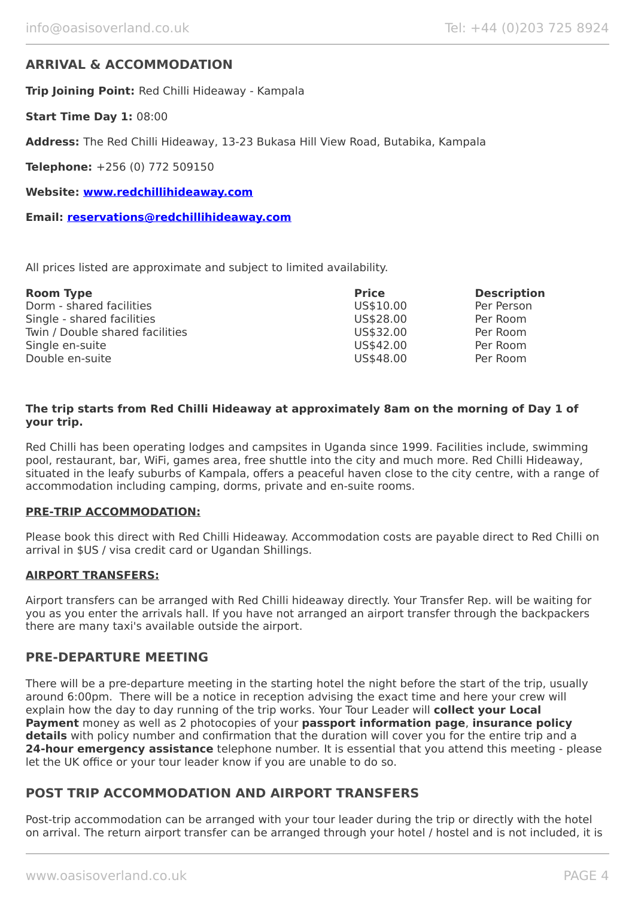## ARRIVAL & ACCOMMODATION

**Trip Joining Point:** Red Chilli Hideaway - Kampala

**Start Time Day 1:** 08:00

**Address:** The Red Chilli Hideaway, 13-23 Bukasa Hill View Road, Butabika, Kampala

**Telephone:** +256 (0) 772 509150

**Website: www.redchillihideaway.com**

**Email: reservations@redchillihideaway.com**

All prices listed are approximate and subject to limited availability.

| Room Type | Price | Description |
|---|---|---|
| Dorm - shared facilities | US$10.00 | Per Person |
| Single - shared facilities | US$28.00 | Per Room |
| Twin / Double shared facilities | US$32.00 | Per Room |
| Single en-suite | US$42.00 | Per Room |
| Double en-suite | US$48.00 | Per Room |

**The trip starts from Red Chilli Hideaway at approximately 8am on the morning of Day 1 of your trip.**

Red Chilli has been operating lodges and campsites in Uganda since 1999. Facilities include, swimming pool, restaurant, bar, WiFi, games area, free shuttle into the city and much more. Red Chilli Hideaway, situated in the leafy suburbs of Kampala, offers a peaceful haven close to the city centre, with a range of accommodation including camping, dorms, private and en-suite rooms.

**PRE-TRIP ACCOMMODATION:**

Please book this direct with Red Chilli Hideaway. Accommodation costs are payable direct to Red Chilli on arrival in $US / visa credit card or Ugandan Shillings.

**AIRPORT TRANSFERS:**

Airport transfers can be arranged with Red Chilli hideaway directly. Your Transfer Rep. will be waiting for you as you enter the arrivals hall. If you have not arranged an airport transfer through the backpackers there are many taxi's available outside the airport.

## PRE-DEPARTURE MEETING

There will be a pre-departure meeting in the starting hotel the night before the start of the trip, usually around 6:00pm. There will be a notice in reception advising the exact time and here your crew will explain how the day to day running of the trip works. Your Tour Leader will **collect your Local Payment** money as well as 2 photocopies of your **passport information page**, **insurance policy details** with policy number and confirmation that the duration will cover you for the entire trip and a **24-hour emergency assistance** telephone number. It is essential that you attend this meeting - please let the UK office or your tour leader know if you are unable to do so.

## POST TRIP ACCOMMODATION AND AIRPORT TRANSFERS

Post-trip accommodation can be arranged with your tour leader during the trip or directly with the hotel on arrival. The return airport transfer can be arranged through your hotel / hostel and is not included, it is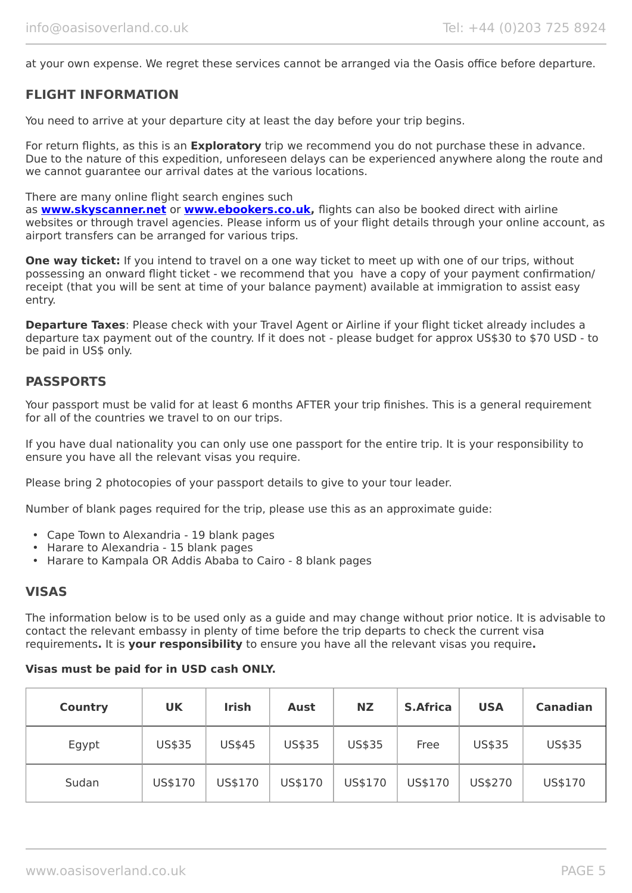at your own expense. We regret these services cannot be arranged via the Oasis office before departure.

## FLIGHT INFORMATION

You need to arrive at your departure city at least the day before your trip begins.

For return flights, as this is an **Exploratory** trip we recommend you do not purchase these in advance. Due to the nature of this expedition, unforeseen delays can be experienced anywhere along the route and we cannot guarantee our arrival dates at the various locations.

There are many online flight search engines such as **www.skyscanner.net** or **www.ebookers.co.uk,** flights can also be booked direct with airline websites or through travel agencies. Please inform us of your flight details through your online account, as airport transfers can be arranged for various trips.

**One way ticket:** If you intend to travel on a one way ticket to meet up with one of our trips, without possessing an onward flight ticket - we recommend that you have a copy of your payment confirmation/ receipt (that you will be sent at time of your balance payment) available at immigration to assist easy entry.

**Departure Taxes**: Please check with your Travel Agent or Airline if your flight ticket already includes a departure tax payment out of the country. If it does not - please budget for approx US$30 to $70 USD - to be paid in US$ only.

## PASSPORTS

Your passport must be valid for at least 6 months AFTER your trip finishes. This is a general requirement for all of the countries we travel to on our trips.

If you have dual nationality you can only use one passport for the entire trip. It is your responsibility to ensure you have all the relevant visas you require.

Please bring 2 photocopies of your passport details to give to your tour leader.

Number of blank pages required for the trip, please use this as an approximate guide:

- Cape Town to Alexandria - 19 blank pages
- Harare to Alexandria - 15 blank pages
- Harare to Kampala OR Addis Ababa to Cairo - 8 blank pages

## VISAS

The information below is to be used only as a guide and may change without prior notice. It is advisable to contact the relevant embassy in plenty of time before the trip departs to check the current visa requirements**.** It is **your responsibility** to ensure you have all the relevant visas you require**.**

**Visas must be paid for in USD cash ONLY.**

| Country | UK | Irish | Aust | NZ | S.Africa | USA | Canadian |
|---|---|---|---|---|---|---|---|
| Egypt | US$35 | US$45 | US$35 | US$35 | Free | US$35 | US$35 |
| Sudan | US$170 | US$170 | US$170 | US$170 | US$170 | US$270 | US$170 |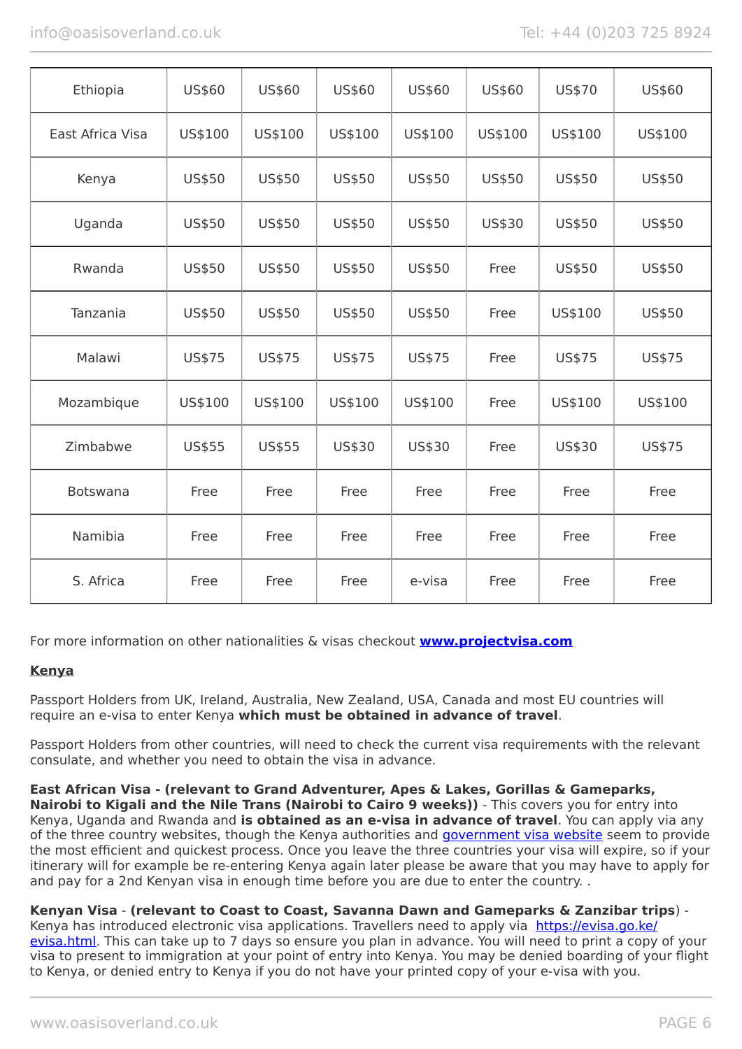| Ethiopia | US$60 | US$60 | US$60 | US$60 | US$60 | US$70 | US$60 |
|---|---|---|---|---|---|---|---|
| East Africa Visa | US$100 | US$100 | US$100 | US$100 | US$100 | US$100 | US$100 |
| Kenya | US$50 | US$50 | US$50 | US$50 | US$50 | US$50 | US$50 |
| Uganda | US$50 | US$50 | US$50 | US$50 | US$30 | US$50 | US$50 |
| Rwanda | US$50 | US$50 | US$50 | US$50 | Free | US$50 | US$50 |
| Tanzania | US$50 | US$50 | US$50 | US$50 | Free | US$100 | US$50 |
| Malawi | US$75 | US$75 | US$75 | US$75 | Free | US$75 | US$75 |
| Mozambique | US$100 | US$100 | US$100 | US$100 | Free | US$100 | US$100 |
| Zimbabwe | US$55 | US$55 | US$30 | US$30 | Free | US$30 | US$75 |
| Botswana | Free | Free | Free | Free | Free | Free | Free |
| Namibia | Free | Free | Free | Free | Free | Free | Free |
| S. Africa | Free | Free | Free | e-visa | Free | Free | Free |

For more information on other nationalities & visas checkout **www.projectvisa.com**

**Kenya**

Passport Holders from UK, Ireland, Australia, New Zealand, USA, Canada and most EU countries will require an e-visa to enter Kenya **which must be obtained in advance of travel**.

Passport Holders from other countries, will need to check the current visa requirements with the relevant consulate, and whether you need to obtain the visa in advance.

**East African Visa - (relevant to Grand Adventurer, Apes & Lakes, Gorillas & Gameparks, Nairobi to Kigali and the Nile Trans (Nairobi to Cairo 9 weeks))** - This covers you for entry into Kenya, Uganda and Rwanda and **is obtained as an e-visa in advance of travel**. You can apply via any of the three country websites, though the Kenya authorities and government visa website seem to provide the most efficient and quickest process. Once you leave the three countries your visa will expire, so if your itinerary will for example be re-entering Kenya again later please be aware that you may have to apply for and pay for a 2nd Kenyan visa in enough time before you are due to enter the country. .

**Kenyan Visa** - **(relevant to Coast to Coast, Savanna Dawn and Gameparks & Zanzibar trips)** - Kenya has introduced electronic visa applications. Travellers need to apply via https://evisa.go.ke/evisa.html. This can take up to 7 days so ensure you plan in advance. You will need to print a copy of your visa to present to immigration at your point of entry into Kenya. You may be denied boarding of your flight to Kenya, or denied entry to Kenya if you do not have your printed copy of your e-visa with you.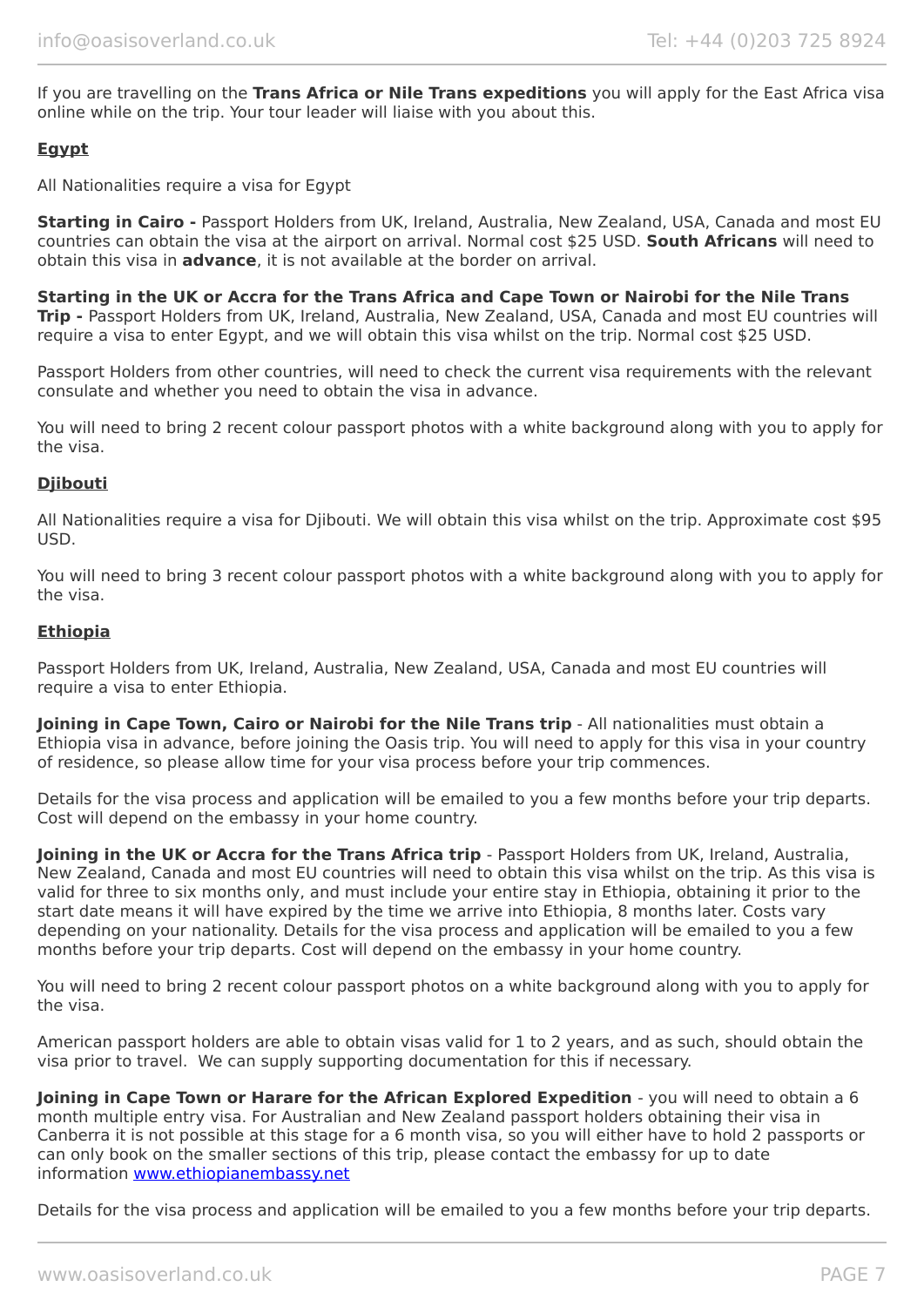If you are travelling on the **Trans Africa or Nile Trans expeditions** you will apply for the East Africa visa online while on the trip. Your tour leader will liaise with you about this.

**Egypt**

All Nationalities require a visa for Egypt

**Starting in Cairo -** Passport Holders from UK, Ireland, Australia, New Zealand, USA, Canada and most EU countries can obtain the visa at the airport on arrival. Normal cost $25 USD. **South Africans** will need to obtain this visa in **advance**, it is not available at the border on arrival.

**Starting in the UK or Accra for the Trans Africa and Cape Town or Nairobi for the Nile Trans Trip -** Passport Holders from UK, Ireland, Australia, New Zealand, USA, Canada and most EU countries will require a visa to enter Egypt, and we will obtain this visa whilst on the trip. Normal cost $25 USD.

Passport Holders from other countries, will need to check the current visa requirements with the relevant consulate and whether you need to obtain the visa in advance.

You will need to bring 2 recent colour passport photos with a white background along with you to apply for the visa.

**Djibouti**

All Nationalities require a visa for Djibouti. We will obtain this visa whilst on the trip. Approximate cost $95 USD.

You will need to bring 3 recent colour passport photos with a white background along with you to apply for the visa.

**Ethiopia**

Passport Holders from UK, Ireland, Australia, New Zealand, USA, Canada and most EU countries will require a visa to enter Ethiopia.

**Joining in Cape Town, Cairo or Nairobi for the Nile Trans trip** - All nationalities must obtain a Ethiopia visa in advance, before joining the Oasis trip. You will need to apply for this visa in your country of residence, so please allow time for your visa process before your trip commences.

Details for the visa process and application will be emailed to you a few months before your trip departs. Cost will depend on the embassy in your home country.

**Joining in the UK or Accra for the Trans Africa trip** - Passport Holders from UK, Ireland, Australia, New Zealand, Canada and most EU countries will need to obtain this visa whilst on the trip. As this visa is valid for three to six months only, and must include your entire stay in Ethiopia, obtaining it prior to the start date means it will have expired by the time we arrive into Ethiopia, 8 months later. Costs vary depending on your nationality. Details for the visa process and application will be emailed to you a few months before your trip departs. Cost will depend on the embassy in your home country.

You will need to bring 2 recent colour passport photos on a white background along with you to apply for the visa.

American passport holders are able to obtain visas valid for 1 to 2 years, and as such, should obtain the visa prior to travel. We can supply supporting documentation for this if necessary.

**Joining in Cape Town or Harare for the African Explored Expedition** - you will need to obtain a 6 month multiple entry visa. For Australian and New Zealand passport holders obtaining their visa in Canberra it is not possible at this stage for a 6 month visa, so you will either have to hold 2 passports or can only book on the smaller sections of this trip, please contact the embassy for up to date information [www.ethiopianembassy.net](http://www.ethiopianembassy.net)

Details for the visa process and application will be emailed to you a few months before your trip departs.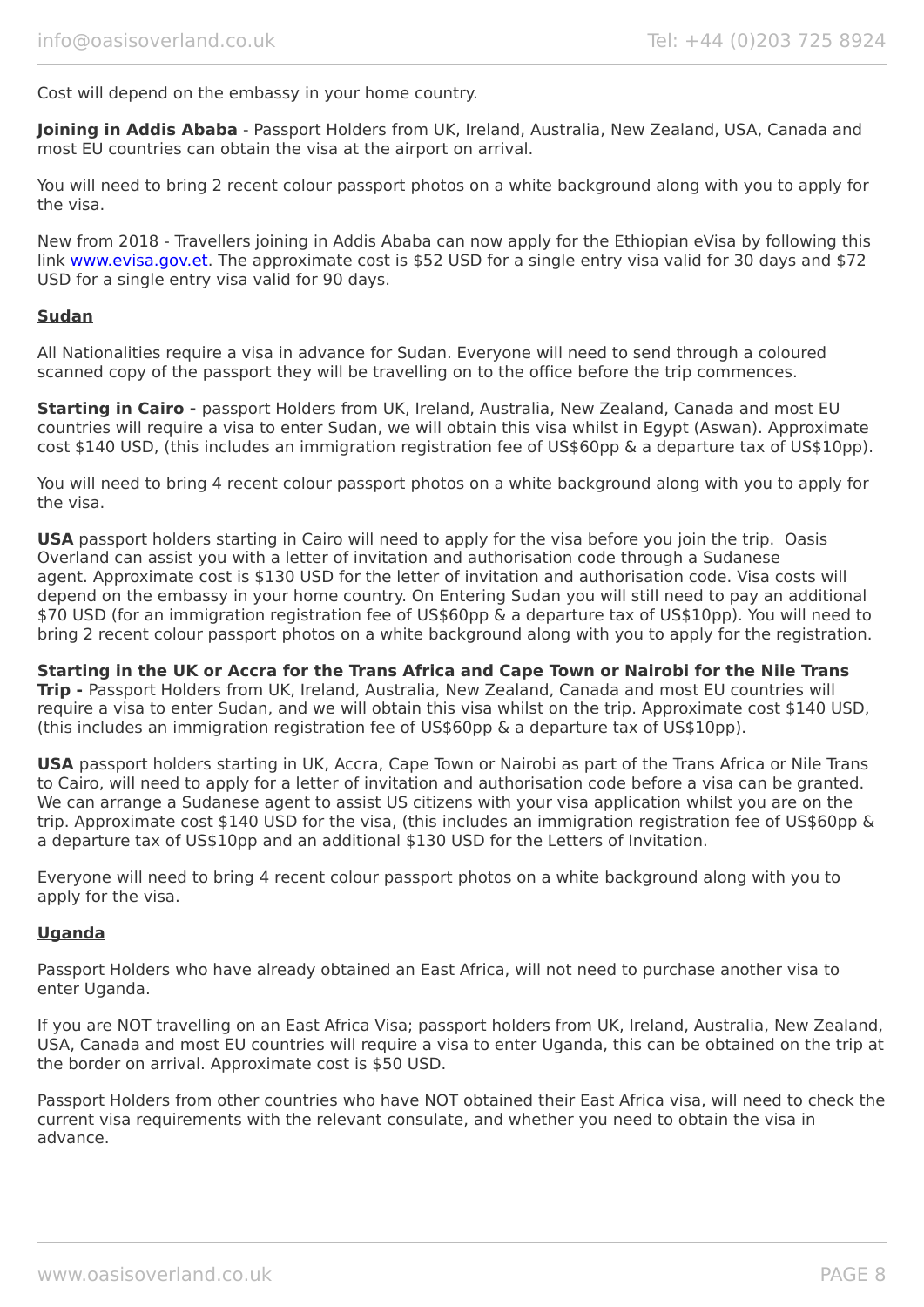Cost will depend on the embassy in your home country.

**Joining in Addis Ababa** - Passport Holders from UK, Ireland, Australia, New Zealand, USA, Canada and most EU countries can obtain the visa at the airport on arrival.

You will need to bring 2 recent colour passport photos on a white background along with you to apply for the visa.

New from 2018 - Travellers joining in Addis Ababa can now apply for the Ethiopian eVisa by following this link [www.evisa.gov.et](http://www.evisa.gov.et). The approximate cost is $52 USD for a single entry visa valid for 30 days and $72 USD for a single entry visa valid for 90 days.

**Sudan**

All Nationalities require a visa in advance for Sudan. Everyone will need to send through a coloured scanned copy of the passport they will be travelling on to the office before the trip commences.

**Starting in Cairo -** passport Holders from UK, Ireland, Australia, New Zealand, Canada and most EU countries will require a visa to enter Sudan, we will obtain this visa whilst in Egypt (Aswan). Approximate cost $140 USD, (this includes an immigration registration fee of US$60pp & a departure tax of US$10pp).

You will need to bring 4 recent colour passport photos on a white background along with you to apply for the visa.

**USA** passport holders starting in Cairo will need to apply for the visa before you join the trip. Oasis Overland can assist you with a letter of invitation and authorisation code through a Sudanese agent. Approximate cost is $130 USD for the letter of invitation and authorisation code. Visa costs will depend on the embassy in your home country. On Entering Sudan you will still need to pay an additional $70 USD (for an immigration registration fee of US$60pp & a departure tax of US$10pp). You will need to bring 2 recent colour passport photos on a white background along with you to apply for the registration.

**Starting in the UK or Accra for the Trans Africa and Cape Town or Nairobi for the Nile Trans Trip -** Passport Holders from UK, Ireland, Australia, New Zealand, Canada and most EU countries will require a visa to enter Sudan, and we will obtain this visa whilst on the trip. Approximate cost $140 USD, (this includes an immigration registration fee of US$60pp & a departure tax of US$10pp).

**USA** passport holders starting in UK, Accra, Cape Town or Nairobi as part of the Trans Africa or Nile Trans to Cairo, will need to apply for a letter of invitation and authorisation code before a visa can be granted. We can arrange a Sudanese agent to assist US citizens with your visa application whilst you are on the trip. Approximate cost $140 USD for the visa, (this includes an immigration registration fee of US$60pp & a departure tax of US$10pp and an additional $130 USD for the Letters of Invitation.

Everyone will need to bring 4 recent colour passport photos on a white background along with you to apply for the visa.

**Uganda**

Passport Holders who have already obtained an East Africa, will not need to purchase another visa to enter Uganda.

If you are NOT travelling on an East Africa Visa; passport holders from UK, Ireland, Australia, New Zealand, USA, Canada and most EU countries will require a visa to enter Uganda, this can be obtained on the trip at the border on arrival. Approximate cost is $50 USD.

Passport Holders from other countries who have NOT obtained their East Africa visa, will need to check the current visa requirements with the relevant consulate, and whether you need to obtain the visa in advance.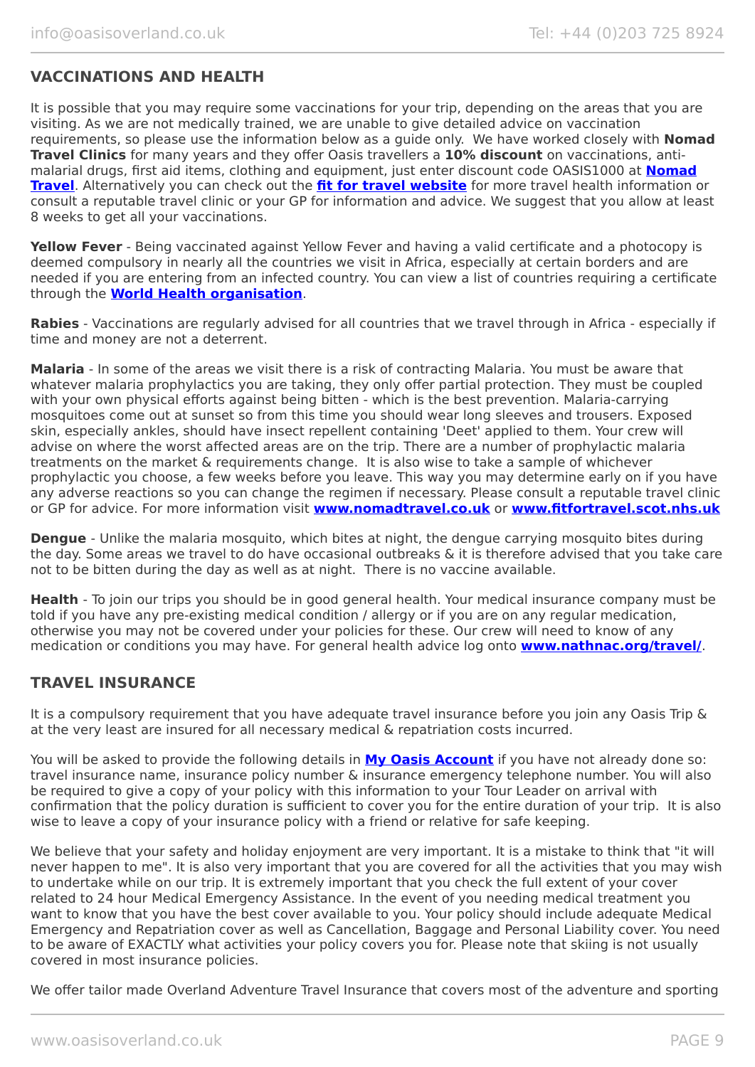## VACCINATIONS AND HEALTH

It is possible that you may require some vaccinations for your trip, depending on the areas that you are visiting. As we are not medically trained, we are unable to give detailed advice on vaccination requirements, so please use the information below as a guide only. We have worked closely with **Nomad Travel Clinics** for many years and they offer Oasis travellers a **10% discount** on vaccinations, anti-malarial drugs, first aid items, clothing and equipment, just enter discount code OASIS1000 at **Nomad Travel**. Alternatively you can check out the **fit for travel website** for more travel health information or consult a reputable travel clinic or your GP for information and advice. We suggest that you allow at least 8 weeks to get all your vaccinations.

**Yellow Fever** - Being vaccinated against Yellow Fever and having a valid certificate and a photocopy is deemed compulsory in nearly all the countries we visit in Africa, especially at certain borders and are needed if you are entering from an infected country. You can view a list of countries requiring a certificate through the **World Health organisation**.

**Rabies** - Vaccinations are regularly advised for all countries that we travel through in Africa - especially if time and money are not a deterrent.

**Malaria** - In some of the areas we visit there is a risk of contracting Malaria. You must be aware that whatever malaria prophylactics you are taking, they only offer partial protection. They must be coupled with your own physical efforts against being bitten - which is the best prevention. Malaria-carrying mosquitoes come out at sunset so from this time you should wear long sleeves and trousers. Exposed skin, especially ankles, should have insect repellent containing 'Deet' applied to them. Your crew will advise on where the worst affected areas are on the trip. There are a number of prophylactic malaria treatments on the market & requirements change. It is also wise to take a sample of whichever prophylactic you choose, a few weeks before you leave. This way you may determine early on if you have any adverse reactions so you can change the regimen if necessary. Please consult a reputable travel clinic or GP for advice. For more information visit **www.nomadtravel.co.uk** or **www.fitfortravel.scot.nhs.uk**

**Dengue** - Unlike the malaria mosquito, which bites at night, the dengue carrying mosquito bites during the day. Some areas we travel to do have occasional outbreaks & it is therefore advised that you take care not to be bitten during the day as well as at night. There is no vaccine available.

**Health** - To join our trips you should be in good general health. Your medical insurance company must be told if you have any pre-existing medical condition / allergy or if you are on any regular medication, otherwise you may not be covered under your policies for these. Our crew will need to know of any medication or conditions you may have. For general health advice log onto **www.nathnac.org/travel/**.

## TRAVEL INSURANCE

It is a compulsory requirement that you have adequate travel insurance before you join any Oasis Trip & at the very least are insured for all necessary medical & repatriation costs incurred.

You will be asked to provide the following details in **My Oasis Account** if you have not already done so: travel insurance name, insurance policy number & insurance emergency telephone number. You will also be required to give a copy of your policy with this information to your Tour Leader on arrival with confirmation that the policy duration is sufficient to cover you for the entire duration of your trip. It is also wise to leave a copy of your insurance policy with a friend or relative for safe keeping.

We believe that your safety and holiday enjoyment are very important. It is a mistake to think that "it will never happen to me". It is also very important that you are covered for all the activities that you may wish to undertake while on our trip. It is extremely important that you check the full extent of your cover related to 24 hour Medical Emergency Assistance. In the event of you needing medical treatment you want to know that you have the best cover available to you. Your policy should include adequate Medical Emergency and Repatriation cover as well as Cancellation, Baggage and Personal Liability cover. You need to be aware of EXACTLY what activities your policy covers you for. Please note that skiing is not usually covered in most insurance policies.

We offer tailor made Overland Adventure Travel Insurance that covers most of the adventure and sporting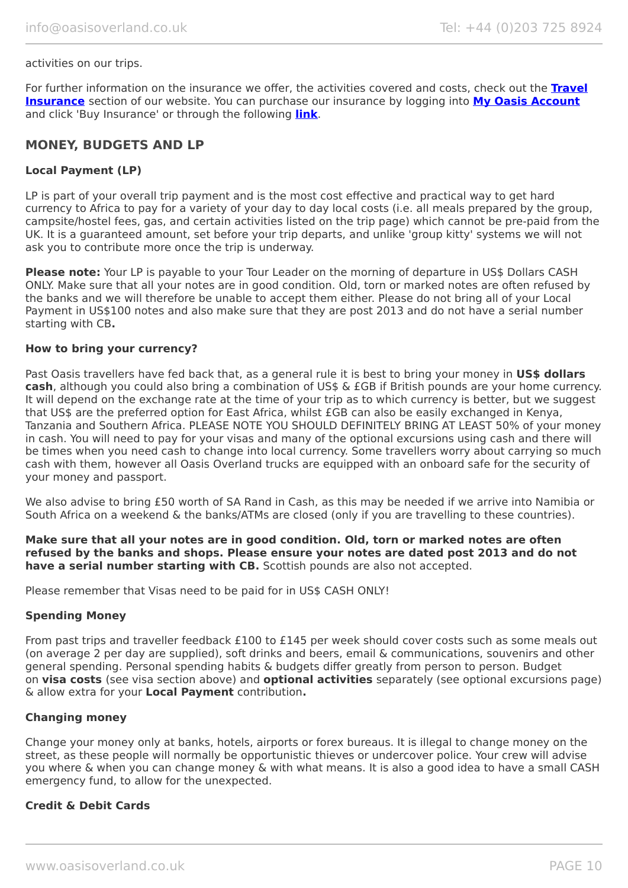activities on our trips.

For further information on the insurance we offer, the activities covered and costs, check out the **Travel Insurance** section of our website. You can purchase our insurance by logging into **My Oasis Account** and click 'Buy Insurance' or through the following **link**.

## MONEY, BUDGETS AND LP

### Local Payment (LP)

LP is part of your overall trip payment and is the most cost effective and practical way to get hard currency to Africa to pay for a variety of your day to day local costs (i.e. all meals prepared by the group, campsite/hostel fees, gas, and certain activities listed on the trip page) which cannot be pre-paid from the UK. It is a guaranteed amount, set before your trip departs, and unlike 'group kitty' systems we will not ask you to contribute more once the trip is underway.

**Please note:** Your LP is payable to your Tour Leader on the morning of departure in US$ Dollars CASH ONLY. Make sure that all your notes are in good condition. Old, torn or marked notes are often refused by the banks and we will therefore be unable to accept them either. Please do not bring all of your Local Payment in US$100 notes and also make sure that they are post 2013 and do not have a serial number starting with CB**.**

### How to bring your currency?

Past Oasis travellers have fed back that, as a general rule it is best to bring your money in **US$ dollars cash**, although you could also bring a combination of US$ & £GB if British pounds are your home currency. It will depend on the exchange rate at the time of your trip as to which currency is better, but we suggest that US$ are the preferred option for East Africa, whilst £GB can also be easily exchanged in Kenya, Tanzania and Southern Africa. PLEASE NOTE YOU SHOULD DEFINITELY BRING AT LEAST 50% of your money in cash. You will need to pay for your visas and many of the optional excursions using cash and there will be times when you need cash to change into local currency. Some travellers worry about carrying so much cash with them, however all Oasis Overland trucks are equipped with an onboard safe for the security of your money and passport.

We also advise to bring £50 worth of SA Rand in Cash, as this may be needed if we arrive into Namibia or South Africa on a weekend & the banks/ATMs are closed (only if you are travelling to these countries).

**Make sure that all your notes are in good condition. Old, torn or marked notes are often refused by the banks and shops. Please ensure your notes are dated post 2013 and do not have a serial number starting with CB.** Scottish pounds are also not accepted.

Please remember that Visas need to be paid for in US$ CASH ONLY!

### Spending Money

From past trips and traveller feedback £100 to £145 per week should cover costs such as some meals out (on average 2 per day are supplied), soft drinks and beers, email & communications, souvenirs and other general spending. Personal spending habits & budgets differ greatly from person to person. Budget on **visa costs** (see visa section above) and **optional activities** separately (see optional excursions page) & allow extra for your **Local Payment** contribution**.**

### Changing money

Change your money only at banks, hotels, airports or forex bureaus. It is illegal to change money on the street, as these people will normally be opportunistic thieves or undercover police. Your crew will advise you where & when you can change money & with what means. It is also a good idea to have a small CASH emergency fund, to allow for the unexpected.

### Credit & Debit Cards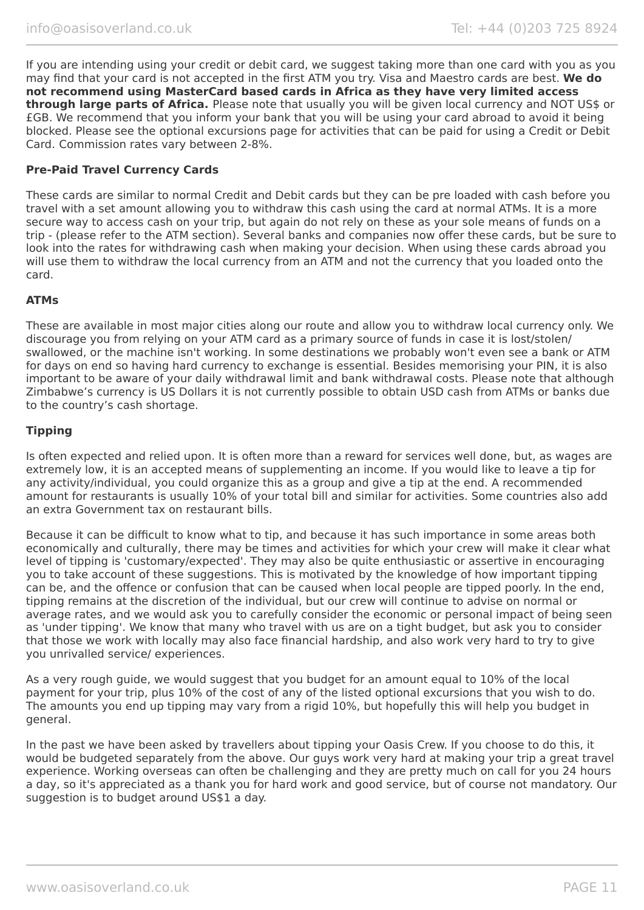If you are intending using your credit or debit card, we suggest taking more than one card with you as you may find that your card is not accepted in the first ATM you try. Visa and Maestro cards are best. **We do not recommend using MasterCard based cards in Africa as they have very limited access through large parts of Africa.** Please note that usually you will be given local currency and NOT US$ or £GB. We recommend that you inform your bank that you will be using your card abroad to avoid it being blocked. Please see the optional excursions page for activities that can be paid for using a Credit or Debit Card. Commission rates vary between 2-8%.

**Pre-Paid Travel Currency Cards**

These cards are similar to normal Credit and Debit cards but they can be pre loaded with cash before you travel with a set amount allowing you to withdraw this cash using the card at normal ATMs. It is a more secure way to access cash on your trip, but again do not rely on these as your sole means of funds on a trip - (please refer to the ATM section). Several banks and companies now offer these cards, but be sure to look into the rates for withdrawing cash when making your decision. When using these cards abroad you will use them to withdraw the local currency from an ATM and not the currency that you loaded onto the card.

**ATMs**

These are available in most major cities along our route and allow you to withdraw local currency only. We discourage you from relying on your ATM card as a primary source of funds in case it is lost/stolen/ swallowed, or the machine isn't working. In some destinations we probably won't even see a bank or ATM for days on end so having hard currency to exchange is essential. Besides memorising your PIN, it is also important to be aware of your daily withdrawal limit and bank withdrawal costs. Please note that although Zimbabwe's currency is US Dollars it is not currently possible to obtain USD cash from ATMs or banks due to the country's cash shortage.

**Tipping**

Is often expected and relied upon. It is often more than a reward for services well done, but, as wages are extremely low, it is an accepted means of supplementing an income. If you would like to leave a tip for any activity/individual, you could organize this as a group and give a tip at the end. A recommended amount for restaurants is usually 10% of your total bill and similar for activities. Some countries also add an extra Government tax on restaurant bills.

Because it can be difficult to know what to tip, and because it has such importance in some areas both economically and culturally, there may be times and activities for which your crew will make it clear what level of tipping is 'customary/expected'. They may also be quite enthusiastic or assertive in encouraging you to take account of these suggestions. This is motivated by the knowledge of how important tipping can be, and the offence or confusion that can be caused when local people are tipped poorly. In the end, tipping remains at the discretion of the individual, but our crew will continue to advise on normal or average rates, and we would ask you to carefully consider the economic or personal impact of being seen as 'under tipping'. We know that many who travel with us are on a tight budget, but ask you to consider that those we work with locally may also face financial hardship, and also work very hard to try to give you unrivalled service/ experiences.

As a very rough guide, we would suggest that you budget for an amount equal to 10% of the local payment for your trip, plus 10% of the cost of any of the listed optional excursions that you wish to do. The amounts you end up tipping may vary from a rigid 10%, but hopefully this will help you budget in general.

In the past we have been asked by travellers about tipping your Oasis Crew. If you choose to do this, it would be budgeted separately from the above. Our guys work very hard at making your trip a great travel experience. Working overseas can often be challenging and they are pretty much on call for you 24 hours a day, so it's appreciated as a thank you for hard work and good service, but of course not mandatory. Our suggestion is to budget around US$1 a day.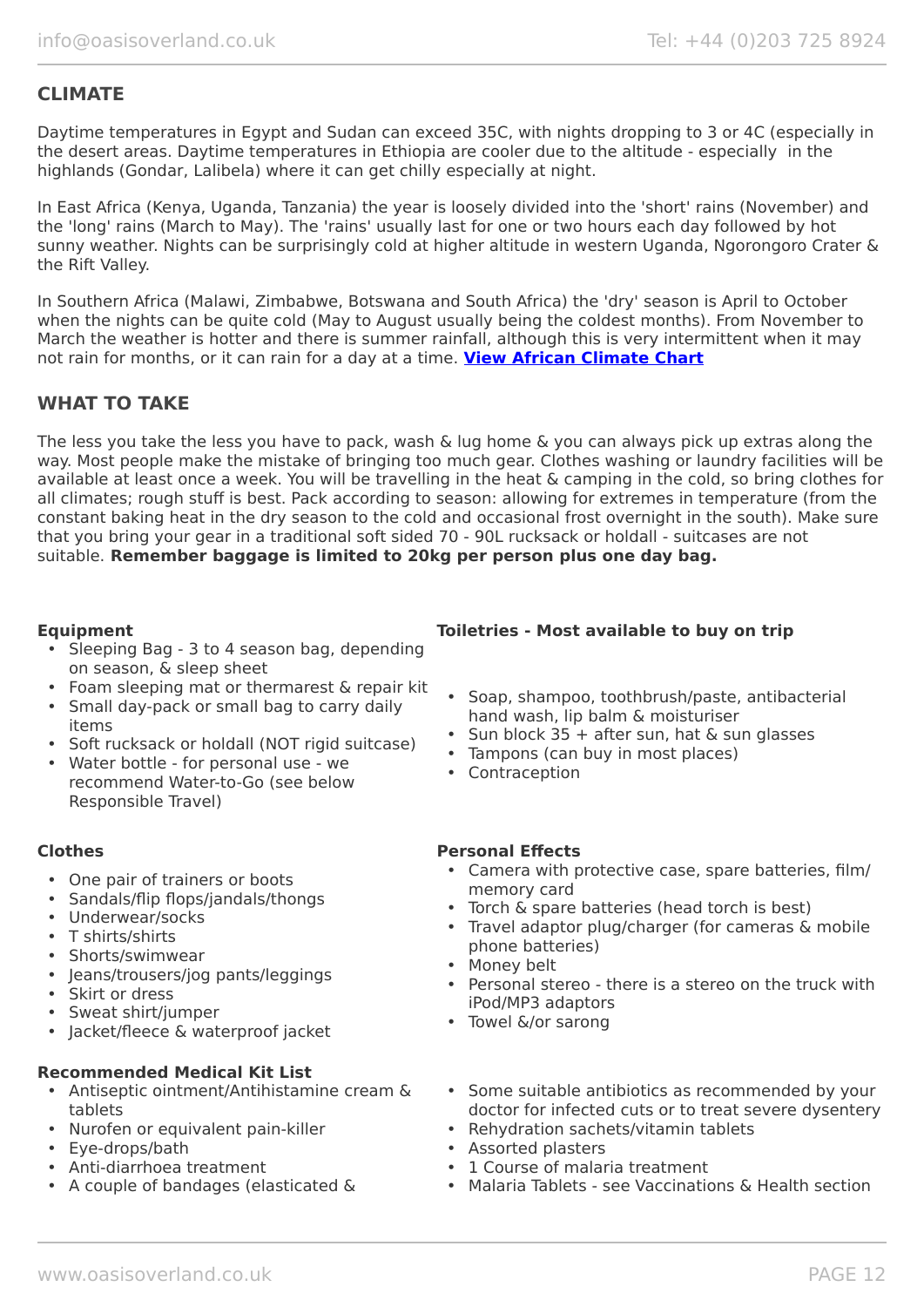## CLIMATE

Daytime temperatures in Egypt and Sudan can exceed 35C, with nights dropping to 3 or 4C (especially in the desert areas. Daytime temperatures in Ethiopia are cooler due to the altitude - especially in the highlands (Gondar, Lalibela) where it can get chilly especially at night.

In East Africa (Kenya, Uganda, Tanzania) the year is loosely divided into the 'short' rains (November) and the 'long' rains (March to May). The 'rains' usually last for one or two hours each day followed by hot sunny weather. Nights can be surprisingly cold at higher altitude in western Uganda, Ngorongoro Crater & the Rift Valley.

In Southern Africa (Malawi, Zimbabwe, Botswana and South Africa) the 'dry' season is April to October when the nights can be quite cold (May to August usually being the coldest months). From November to March the weather is hotter and there is summer rainfall, although this is very intermittent when it may not rain for months, or it can rain for a day at a time. **View African Climate Chart**

## WHAT TO TAKE

The less you take the less you have to pack, wash & lug home & you can always pick up extras along the way. Most people make the mistake of bringing too much gear. Clothes washing or laundry facilities will be available at least once a week. You will be travelling in the heat & camping in the cold, so bring clothes for all climates; rough stuff is best. Pack according to season: allowing for extremes in temperature (from the constant baking heat in the dry season to the cold and occasional frost overnight in the south). Make sure that you bring your gear in a traditional soft sided 70 - 90L rucksack or holdall - suitcases are not suitable. **Remember baggage is limited to 20kg per person plus one day bag.**

**Equipment**

- Sleeping Bag - 3 to 4 season bag, depending on season, & sleep sheet
- Foam sleeping mat or thermarest & repair kit
- Small day-pack or small bag to carry daily items
- Soft rucksack or holdall (NOT rigid suitcase)
- Water bottle - for personal use - we recommend Water-to-Go (see below Responsible Travel)

**Clothes**

- One pair of trainers or boots
- Sandals/flip flops/jandals/thongs
- Underwear/socks
- T shirts/shirts
- Shorts/swimwear
- Jeans/trousers/jog pants/leggings
- Skirt or dress
- Sweat shirt/jumper
- Jacket/fleece & waterproof jacket

**Toiletries - Most available to buy on trip**

- Soap, shampoo, toothbrush/paste, antibacterial hand wash, lip balm & moisturiser
- Sun block 35 + after sun, hat & sun glasses
- Tampons (can buy in most places)
- Contraception

**Personal Effects**

- Camera with protective case, spare batteries, film/ memory card
- Torch & spare batteries (head torch is best)
- Travel adaptor plug/charger (for cameras & mobile phone batteries)
- Money belt
- Personal stereo - there is a stereo on the truck with iPod/MP3 adaptors
- Towel &/or sarong

**Recommended Medical Kit List**

- Antiseptic ointment/Antihistamine cream & tablets
- Nurofen or equivalent pain-killer
- Eye-drops/bath
- Anti-diarrhoea treatment
- A couple of bandages (elasticated &
- Some suitable antibiotics as recommended by your doctor for infected cuts or to treat severe dysentery
- Rehydration sachets/vitamin tablets
- Assorted plasters
- 1 Course of malaria treatment
- Malaria Tablets - see Vaccinations & Health section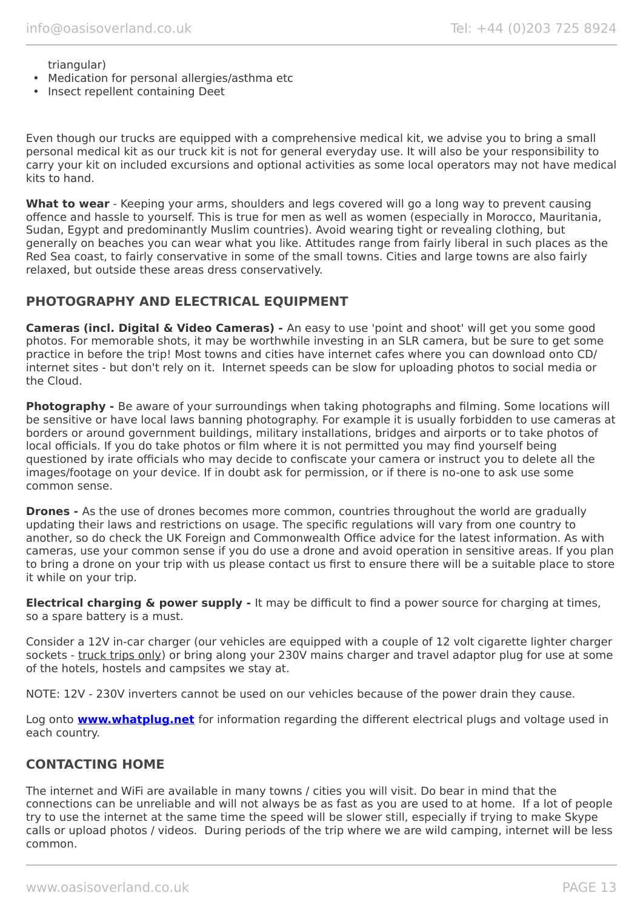triangular)

- Medication for personal allergies/asthma etc
- Insect repellent containing Deet

Even though our trucks are equipped with a comprehensive medical kit, we advise you to bring a small personal medical kit as our truck kit is not for general everyday use. It will also be your responsibility to carry your kit on included excursions and optional activities as some local operators may not have medical kits to hand.

**What to wear** - Keeping your arms, shoulders and legs covered will go a long way to prevent causing offence and hassle to yourself. This is true for men as well as women (especially in Morocco, Mauritania, Sudan, Egypt and predominantly Muslim countries). Avoid wearing tight or revealing clothing, but generally on beaches you can wear what you like. Attitudes range from fairly liberal in such places as the Red Sea coast, to fairly conservative in some of the small towns. Cities and large towns are also fairly relaxed, but outside these areas dress conservatively.

## PHOTOGRAPHY AND ELECTRICAL EQUIPMENT

**Cameras (incl. Digital & Video Cameras) -** An easy to use 'point and shoot' will get you some good photos. For memorable shots, it may be worthwhile investing in an SLR camera, but be sure to get some practice in before the trip! Most towns and cities have internet cafes where you can download onto CD/ internet sites - but don't rely on it. Internet speeds can be slow for uploading photos to social media or the Cloud.

**Photography -** Be aware of your surroundings when taking photographs and filming. Some locations will be sensitive or have local laws banning photography. For example it is usually forbidden to use cameras at borders or around government buildings, military installations, bridges and airports or to take photos of local officials. If you do take photos or film where it is not permitted you may find yourself being questioned by irate officials who may decide to confiscate your camera or instruct you to delete all the images/footage on your device. If in doubt ask for permission, or if there is no-one to ask use some common sense.

**Drones -** As the use of drones becomes more common, countries throughout the world are gradually updating their laws and restrictions on usage. The specific regulations will vary from one country to another, so do check the UK Foreign and Commonwealth Office advice for the latest information. As with cameras, use your common sense if you do use a drone and avoid operation in sensitive areas. If you plan to bring a drone on your trip with us please contact us first to ensure there will be a suitable place to store it while on your trip.

**Electrical charging & power supply -** It may be difficult to find a power source for charging at times, so a spare battery is a must.

Consider a 12V in-car charger (our vehicles are equipped with a couple of 12 volt cigarette lighter charger sockets - truck trips only) or bring along your 230V mains charger and travel adaptor plug for use at some of the hotels, hostels and campsites we stay at.

NOTE: 12V - 230V inverters cannot be used on our vehicles because of the power drain they cause.

Log onto **[www.whatplug.net](http://www.whatplug.net)** for information regarding the different electrical plugs and voltage used in each country.

## CONTACTING HOME

The internet and WiFi are available in many towns / cities you will visit. Do bear in mind that the connections can be unreliable and will not always be as fast as you are used to at home. If a lot of people try to use the internet at the same time the speed will be slower still, especially if trying to make Skype calls or upload photos / videos. During periods of the trip where we are wild camping, internet will be less common.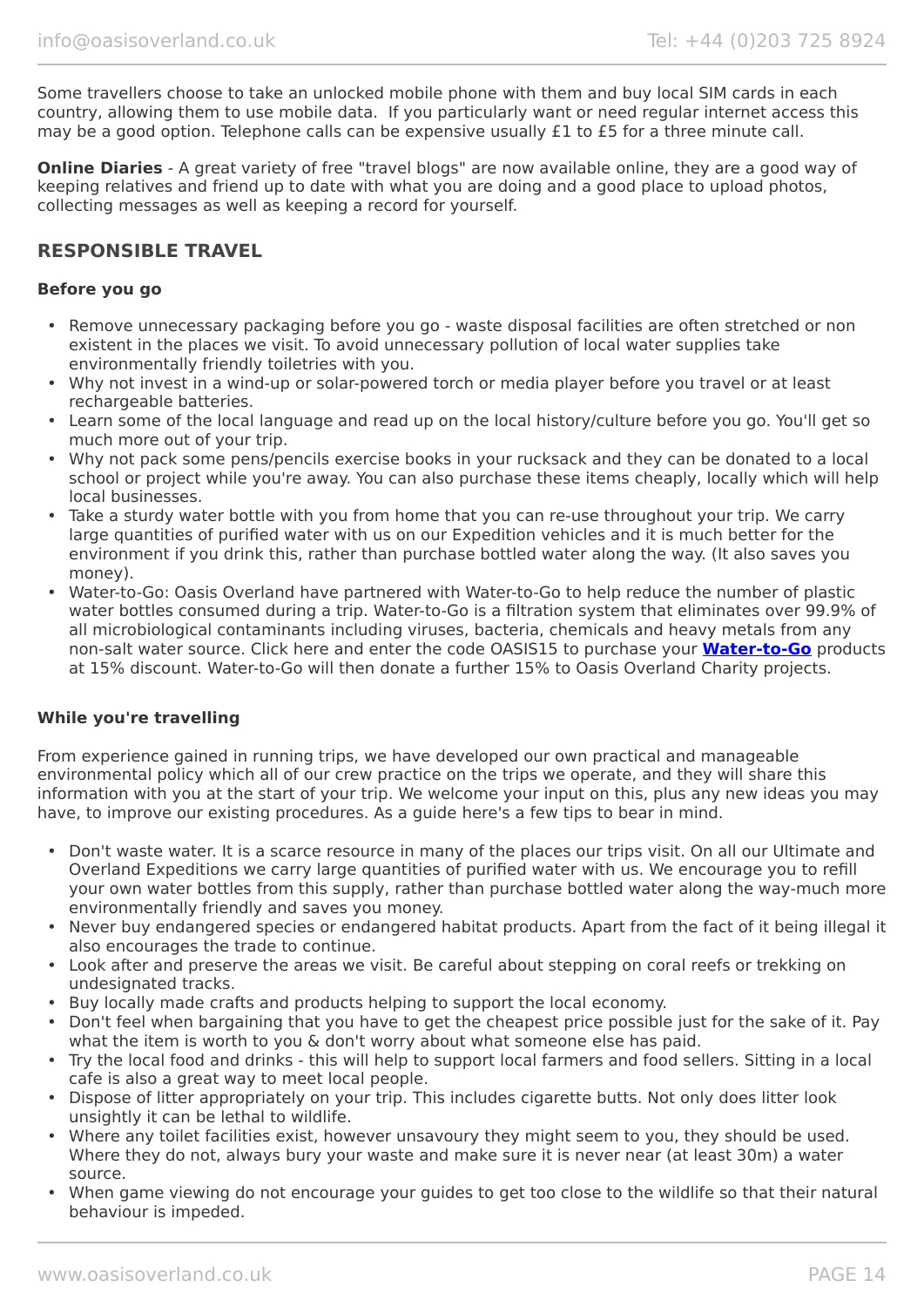Some travellers choose to take an unlocked mobile phone with them and buy local SIM cards in each country, allowing them to use mobile data. If you particularly want or need regular internet access this may be a good option. Telephone calls can be expensive usually £1 to £5 for a three minute call.

**Online Diaries** - A great variety of free "travel blogs" are now available online, they are a good way of keeping relatives and friend up to date with what you are doing and a good place to upload photos, collecting messages as well as keeping a record for yourself.

## RESPONSIBLE TRAVEL

### Before you go

- Remove unnecessary packaging before you go - waste disposal facilities are often stretched or non existent in the places we visit. To avoid unnecessary pollution of local water supplies take environmentally friendly toiletries with you.
- Why not invest in a wind-up or solar-powered torch or media player before you travel or at least rechargeable batteries.
- Learn some of the local language and read up on the local history/culture before you go. You'll get so much more out of your trip.
- Why not pack some pens/pencils exercise books in your rucksack and they can be donated to a local school or project while you're away. You can also purchase these items cheaply, locally which will help local businesses.
- Take a sturdy water bottle with you from home that you can re-use throughout your trip. We carry large quantities of purified water with us on our Expedition vehicles and it is much better for the environment if you drink this, rather than purchase bottled water along the way. (It also saves you money).
- Water-to-Go: Oasis Overland have partnered with Water-to-Go to help reduce the number of plastic water bottles consumed during a trip. Water-to-Go is a filtration system that eliminates over 99.9% of all microbiological contaminants including viruses, bacteria, chemicals and heavy metals from any non-salt water source. Click here and enter the code OASIS15 to purchase your **Water-to-Go** products at 15% discount. Water-to-Go will then donate a further 15% to Oasis Overland Charity projects.

### While you're travelling

From experience gained in running trips, we have developed our own practical and manageable environmental policy which all of our crew practice on the trips we operate, and they will share this information with you at the start of your trip. We welcome your input on this, plus any new ideas you may have, to improve our existing procedures. As a guide here's a few tips to bear in mind.

- Don't waste water. It is a scarce resource in many of the places our trips visit. On all our Ultimate and Overland Expeditions we carry large quantities of purified water with us. We encourage you to refill your own water bottles from this supply, rather than purchase bottled water along the way-much more environmentally friendly and saves you money.
- Never buy endangered species or endangered habitat products. Apart from the fact of it being illegal it also encourages the trade to continue.
- Look after and preserve the areas we visit. Be careful about stepping on coral reefs or trekking on undesignated tracks.
- Buy locally made crafts and products helping to support the local economy.
- Don't feel when bargaining that you have to get the cheapest price possible just for the sake of it. Pay what the item is worth to you & don't worry about what someone else has paid.
- Try the local food and drinks - this will help to support local farmers and food sellers. Sitting in a local cafe is also a great way to meet local people.
- Dispose of litter appropriately on your trip. This includes cigarette butts. Not only does litter look unsightly it can be lethal to wildlife.
- Where any toilet facilities exist, however unsavoury they might seem to you, they should be used. Where they do not, always bury your waste and make sure it is never near (at least 30m) a water source.
- When game viewing do not encourage your guides to get too close to the wildlife so that their natural behaviour is impeded.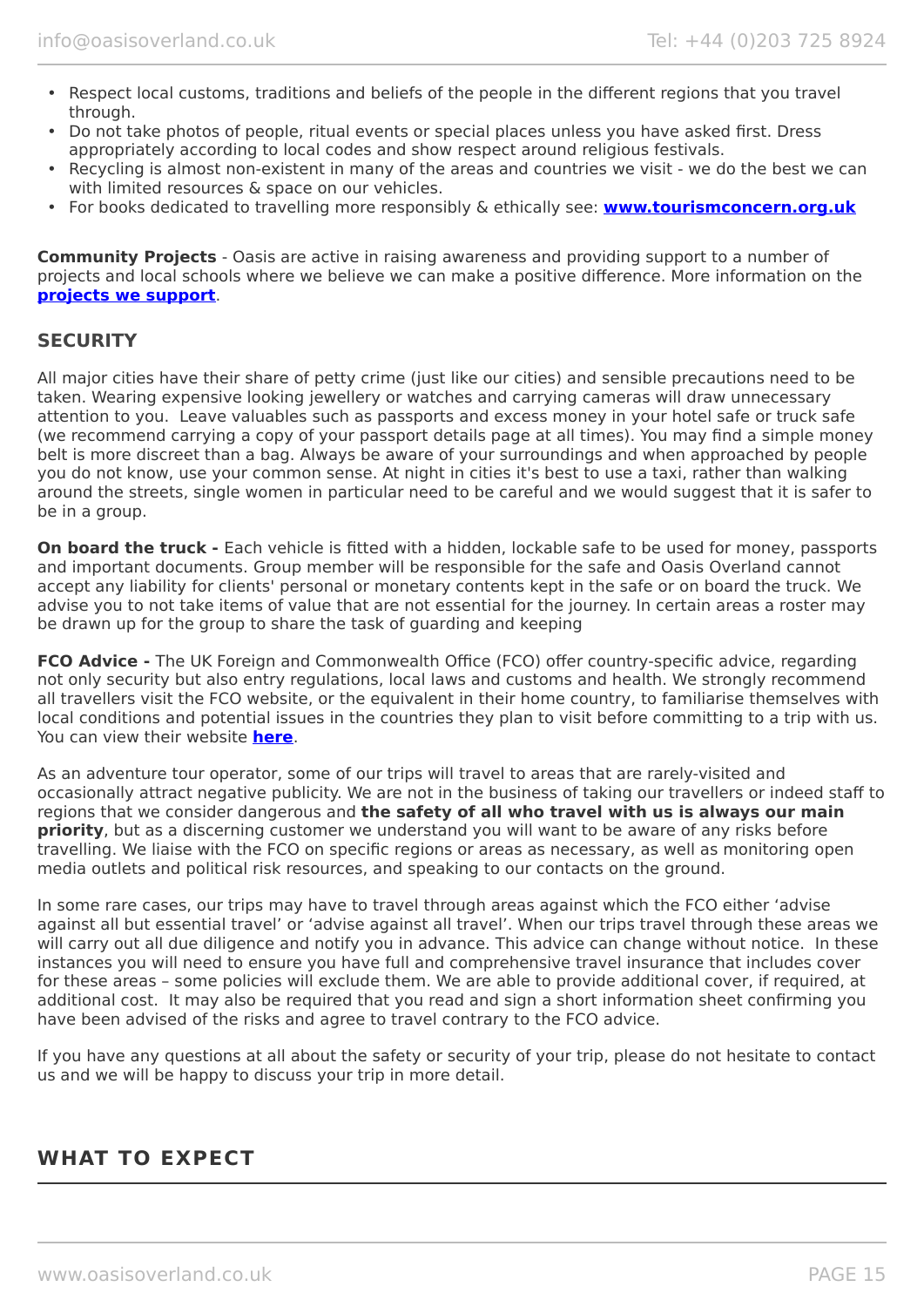- Respect local customs, traditions and beliefs of the people in the different regions that you travel through.
- Do not take photos of people, ritual events or special places unless you have asked first. Dress appropriately according to local codes and show respect around religious festivals.
- Recycling is almost non-existent in many of the areas and countries we visit - we do the best we can with limited resources & space on our vehicles.
- For books dedicated to travelling more responsibly & ethically see: **[www.tourismconcern.org.uk](www.tourismconcern.org.uk)**

**Community Projects** - Oasis are active in raising awareness and providing support to a number of projects and local schools where we believe we can make a positive difference. More information on the **projects we support**.

## SECURITY

All major cities have their share of petty crime (just like our cities) and sensible precautions need to be taken. Wearing expensive looking jewellery or watches and carrying cameras will draw unnecessary attention to you. Leave valuables such as passports and excess money in your hotel safe or truck safe (we recommend carrying a copy of your passport details page at all times). You may find a simple money belt is more discreet than a bag. Always be aware of your surroundings and when approached by people you do not know, use your common sense. At night in cities it's best to use a taxi, rather than walking around the streets, single women in particular need to be careful and we would suggest that it is safer to be in a group.

**On board the truck -** Each vehicle is fitted with a hidden, lockable safe to be used for money, passports and important documents. Group member will be responsible for the safe and Oasis Overland cannot accept any liability for clients' personal or monetary contents kept in the safe or on board the truck. We advise you to not take items of value that are not essential for the journey. In certain areas a roster may be drawn up for the group to share the task of guarding and keeping

**FCO Advice -** The UK Foreign and Commonwealth Office (FCO) offer country-specific advice, regarding not only security but also entry regulations, local laws and customs and health. We strongly recommend all travellers visit the FCO website, or the equivalent in their home country, to familiarise themselves with local conditions and potential issues in the countries they plan to visit before committing to a trip with us. You can view their website **here**.

As an adventure tour operator, some of our trips will travel to areas that are rarely-visited and occasionally attract negative publicity. We are not in the business of taking our travellers or indeed staff to regions that we consider dangerous and **the safety of all who travel with us is always our main priority**, but as a discerning customer we understand you will want to be aware of any risks before travelling. We liaise with the FCO on specific regions or areas as necessary, as well as monitoring open media outlets and political risk resources, and speaking to our contacts on the ground.

In some rare cases, our trips may have to travel through areas against which the FCO either 'advise against all but essential travel' or 'advise against all travel'. When our trips travel through these areas we will carry out all due diligence and notify you in advance. This advice can change without notice. In these instances you will need to ensure you have full and comprehensive travel insurance that includes cover for these areas – some policies will exclude them. We are able to provide additional cover, if required, at additional cost. It may also be required that you read and sign a short information sheet confirming you have been advised of the risks and agree to travel contrary to the FCO advice.

If you have any questions at all about the safety or security of your trip, please do not hesitate to contact us and we will be happy to discuss your trip in more detail.

# WHAT TO EXPECT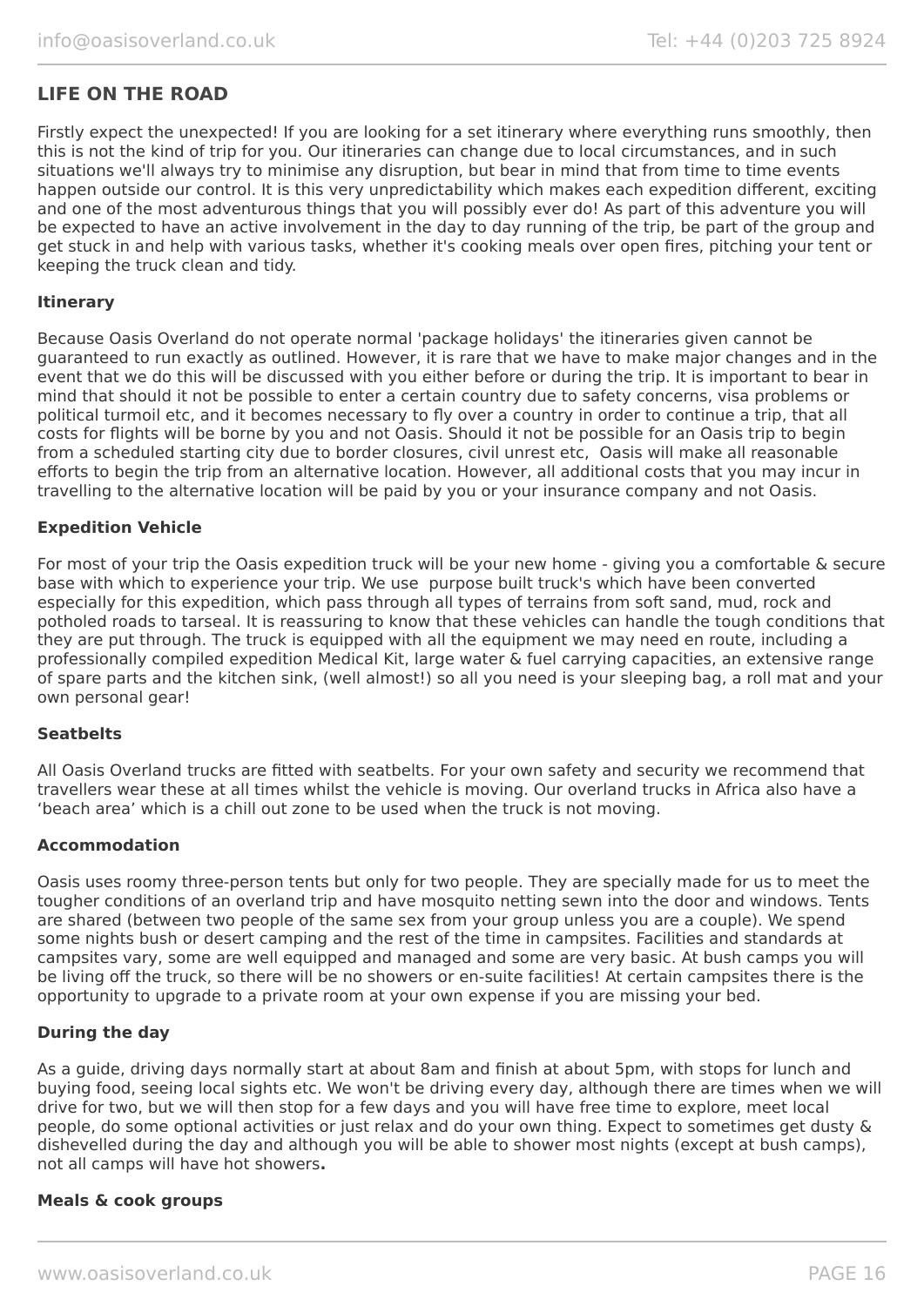## LIFE ON THE ROAD

Firstly expect the unexpected! If you are looking for a set itinerary where everything runs smoothly, then this is not the kind of trip for you. Our itineraries can change due to local circumstances, and in such situations we'll always try to minimise any disruption, but bear in mind that from time to time events happen outside our control. It is this very unpredictability which makes each expedition different, exciting and one of the most adventurous things that you will possibly ever do! As part of this adventure you will be expected to have an active involvement in the day to day running of the trip, be part of the group and get stuck in and help with various tasks, whether it's cooking meals over open fires, pitching your tent or keeping the truck clean and tidy.

### Itinerary

Because Oasis Overland do not operate normal 'package holidays' the itineraries given cannot be guaranteed to run exactly as outlined. However, it is rare that we have to make major changes and in the event that we do this will be discussed with you either before or during the trip. It is important to bear in mind that should it not be possible to enter a certain country due to safety concerns, visa problems or political turmoil etc, and it becomes necessary to fly over a country in order to continue a trip, that all costs for flights will be borne by you and not Oasis. Should it not be possible for an Oasis trip to begin from a scheduled starting city due to border closures, civil unrest etc, Oasis will make all reasonable efforts to begin the trip from an alternative location. However, all additional costs that you may incur in travelling to the alternative location will be paid by you or your insurance company and not Oasis.

### Expedition Vehicle

For most of your trip the Oasis expedition truck will be your new home - giving you a comfortable & secure base with which to experience your trip. We use purpose built truck's which have been converted especially for this expedition, which pass through all types of terrains from soft sand, mud, rock and potholed roads to tarseal. It is reassuring to know that these vehicles can handle the tough conditions that they are put through. The truck is equipped with all the equipment we may need en route, including a professionally compiled expedition Medical Kit, large water & fuel carrying capacities, an extensive range of spare parts and the kitchen sink, (well almost!) so all you need is your sleeping bag, a roll mat and your own personal gear!

### Seatbelts

All Oasis Overland trucks are fitted with seatbelts. For your own safety and security we recommend that travellers wear these at all times whilst the vehicle is moving. Our overland trucks in Africa also have a 'beach area' which is a chill out zone to be used when the truck is not moving.

### Accommodation

Oasis uses roomy three-person tents but only for two people. They are specially made for us to meet the tougher conditions of an overland trip and have mosquito netting sewn into the door and windows. Tents are shared (between two people of the same sex from your group unless you are a couple). We spend some nights bush or desert camping and the rest of the time in campsites. Facilities and standards at campsites vary, some are well equipped and managed and some are very basic. At bush camps you will be living off the truck, so there will be no showers or en-suite facilities! At certain campsites there is the opportunity to upgrade to a private room at your own expense if you are missing your bed.

### During the day

As a guide, driving days normally start at about 8am and finish at about 5pm, with stops for lunch and buying food, seeing local sights etc. We won't be driving every day, although there are times when we will drive for two, but we will then stop for a few days and you will have free time to explore, meet local people, do some optional activities or just relax and do your own thing. Expect to sometimes get dusty & dishevelled during the day and although you will be able to shower most nights (except at bush camps), not all camps will have hot showers**.**

### Meals & cook groups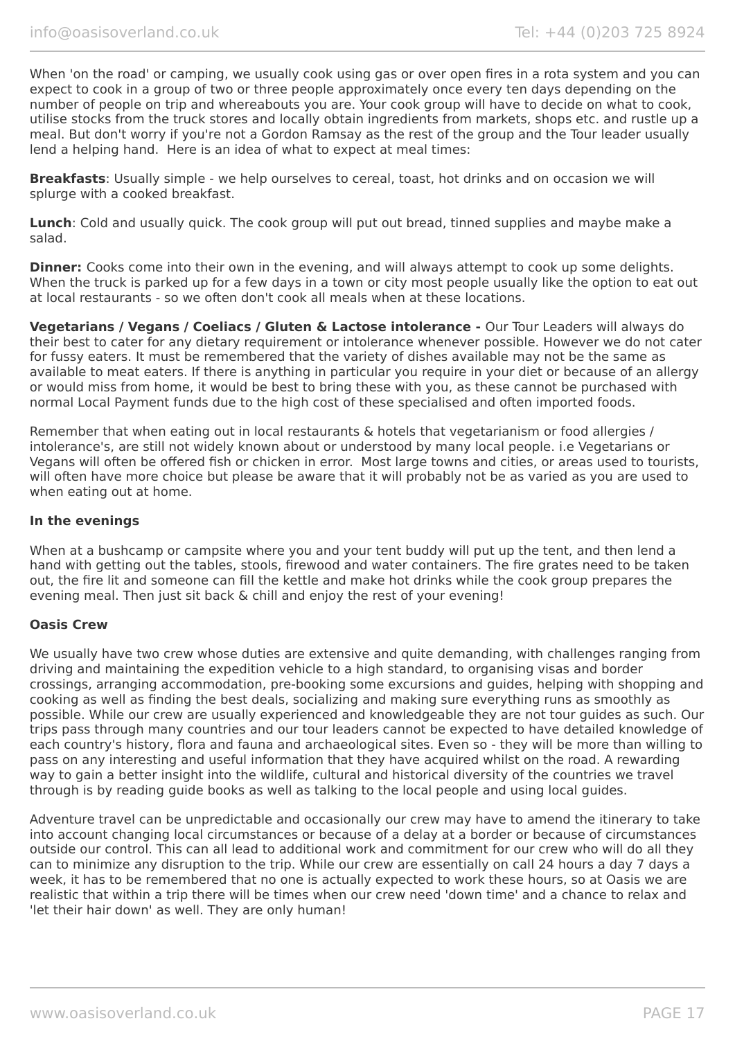When 'on the road' or camping, we usually cook using gas or over open fires in a rota system and you can expect to cook in a group of two or three people approximately once every ten days depending on the number of people on trip and whereabouts you are. Your cook group will have to decide on what to cook, utilise stocks from the truck stores and locally obtain ingredients from markets, shops etc. and rustle up a meal. But don't worry if you're not a Gordon Ramsay as the rest of the group and the Tour leader usually lend a helping hand. Here is an idea of what to expect at meal times:

**Breakfasts**: Usually simple - we help ourselves to cereal, toast, hot drinks and on occasion we will splurge with a cooked breakfast.

**Lunch**: Cold and usually quick. The cook group will put out bread, tinned supplies and maybe make a salad.

**Dinner:** Cooks come into their own in the evening, and will always attempt to cook up some delights. When the truck is parked up for a few days in a town or city most people usually like the option to eat out at local restaurants - so we often don't cook all meals when at these locations.

**Vegetarians / Vegans / Coeliacs / Gluten & Lactose intolerance -** Our Tour Leaders will always do their best to cater for any dietary requirement or intolerance whenever possible. However we do not cater for fussy eaters. It must be remembered that the variety of dishes available may not be the same as available to meat eaters. If there is anything in particular you require in your diet or because of an allergy or would miss from home, it would be best to bring these with you, as these cannot be purchased with normal Local Payment funds due to the high cost of these specialised and often imported foods.

Remember that when eating out in local restaurants & hotels that vegetarianism or food allergies / intolerance's, are still not widely known about or understood by many local people. i.e Vegetarians or Vegans will often be offered fish or chicken in error. Most large towns and cities, or areas used to tourists, will often have more choice but please be aware that it will probably not be as varied as you are used to when eating out at home.

**In the evenings**

When at a bushcamp or campsite where you and your tent buddy will put up the tent, and then lend a hand with getting out the tables, stools, firewood and water containers. The fire grates need to be taken out, the fire lit and someone can fill the kettle and make hot drinks while the cook group prepares the evening meal. Then just sit back & chill and enjoy the rest of your evening!

**Oasis Crew**

We usually have two crew whose duties are extensive and quite demanding, with challenges ranging from driving and maintaining the expedition vehicle to a high standard, to organising visas and border crossings, arranging accommodation, pre-booking some excursions and guides, helping with shopping and cooking as well as finding the best deals, socializing and making sure everything runs as smoothly as possible. While our crew are usually experienced and knowledgeable they are not tour guides as such. Our trips pass through many countries and our tour leaders cannot be expected to have detailed knowledge of each country's history, flora and fauna and archaeological sites. Even so - they will be more than willing to pass on any interesting and useful information that they have acquired whilst on the road. A rewarding way to gain a better insight into the wildlife, cultural and historical diversity of the countries we travel through is by reading guide books as well as talking to the local people and using local guides.

Adventure travel can be unpredictable and occasionally our crew may have to amend the itinerary to take into account changing local circumstances or because of a delay at a border or because of circumstances outside our control. This can all lead to additional work and commitment for our crew who will do all they can to minimize any disruption to the trip. While our crew are essentially on call 24 hours a day 7 days a week, it has to be remembered that no one is actually expected to work these hours, so at Oasis we are realistic that within a trip there will be times when our crew need 'down time' and a chance to relax and 'let their hair down' as well. They are only human!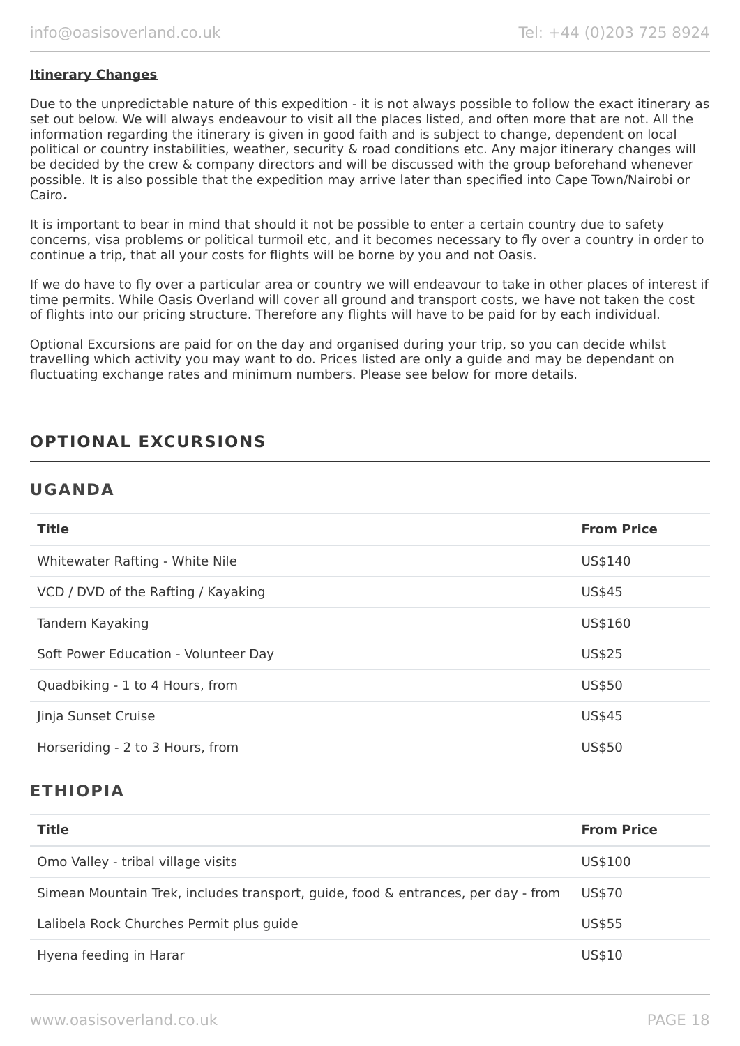**Itinerary Changes**

Due to the unpredictable nature of this expedition - it is not always possible to follow the exact itinerary as set out below. We will always endeavour to visit all the places listed, and often more that are not. All the information regarding the itinerary is given in good faith and is subject to change, dependent on local political or country instabilities, weather, security & road conditions etc. Any major itinerary changes will be decided by the crew & company directors and will be discussed with the group beforehand whenever possible. It is also possible that the expedition may arrive later than specified into Cape Town/Nairobi or Cairo***.***

It is important to bear in mind that should it not be possible to enter a certain country due to safety concerns, visa problems or political turmoil etc, and it becomes necessary to fly over a country in order to continue a trip, that all your costs for flights will be borne by you and not Oasis.

If we do have to fly over a particular area or country we will endeavour to take in other places of interest if time permits. While Oasis Overland will cover all ground and transport costs, we have not taken the cost of flights into our pricing structure. Therefore any flights will have to be paid for by each individual.

Optional Excursions are paid for on the day and organised during your trip, so you can decide whilst travelling which activity you may want to do. Prices listed are only a guide and may be dependant on fluctuating exchange rates and minimum numbers. Please see below for more details.

## OPTIONAL EXCURSIONS

## UGANDA

| Title | From Price |
|---|---|
| Whitewater Rafting - White Nile | US$140 |
| VCD / DVD of the Rafting / Kayaking | US$45 |
| Tandem Kayaking | US$160 |
| Soft Power Education - Volunteer Day | US$25 |
| Quadbiking - 1 to 4 Hours, from | US$50 |
| Jinja Sunset Cruise | US$45 |
| Horseriding - 2 to 3 Hours, from | US$50 |

## ETHIOPIA

| Title | From Price |
|---|---|
| Omo Valley - tribal village visits | US$100 |
| Simean Mountain Trek, includes transport, guide, food & entrances, per day - from | US$70 |
| Lalibela Rock Churches Permit plus guide | US$55 |
| Hyena feeding in Harar | US$10 |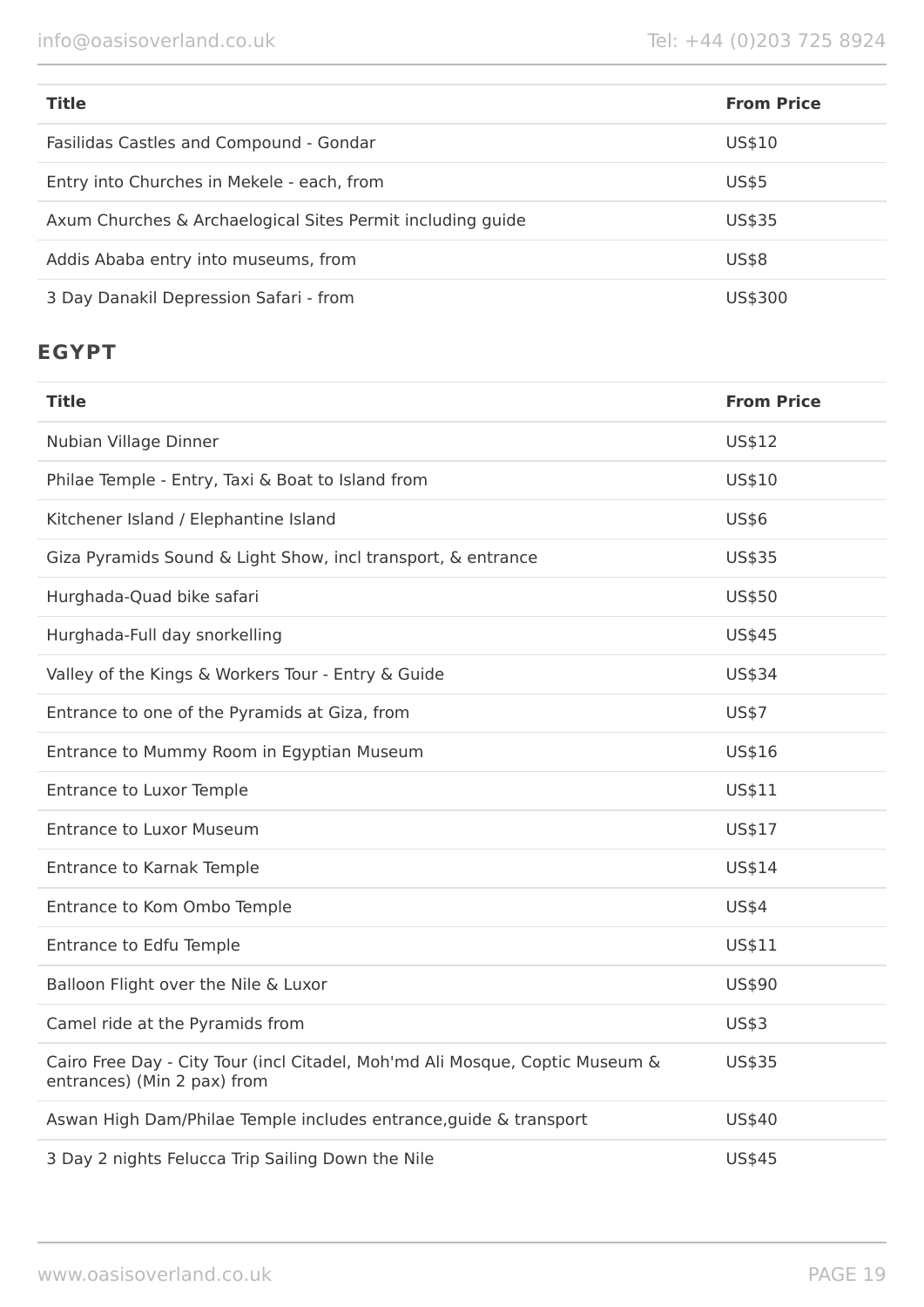| Title | From Price |
| --- | --- |
| Fasilidas Castles and Compound - Gondar | US$10 |
| Entry into Churches in Mekele - each, from | US$5 |
| Axum Churches & Archaelogical Sites Permit including guide | US$35 |
| Addis Ababa entry into museums, from | US$8 |
| 3 Day Danakil Depression Safari - from | US$300 |

## EGYPT

| Title | From Price |
| --- | --- |
| Nubian Village Dinner | US$12 |
| Philae Temple - Entry, Taxi & Boat to Island from | US$10 |
| Kitchener Island / Elephantine Island | US$6 |
| Giza Pyramids Sound & Light Show, incl transport, & entrance | US$35 |
| Hurghada-Quad bike safari | US$50 |
| Hurghada-Full day snorkelling | US$45 |
| Valley of the Kings & Workers Tour - Entry & Guide | US$34 |
| Entrance to one of the Pyramids at Giza, from | US$7 |
| Entrance to Mummy Room in Egyptian Museum | US$16 |
| Entrance to Luxor Temple | US$11 |
| Entrance to Luxor Museum | US$17 |
| Entrance to Karnak Temple | US$14 |
| Entrance to Kom Ombo Temple | US$4 |
| Entrance to Edfu Temple | US$11 |
| Balloon Flight over the Nile & Luxor | US$90 |
| Camel ride at the Pyramids from | US$3 |
| Cairo Free Day - City Tour (incl Citadel, Moh'md Ali Mosque, Coptic Museum & entrances) (Min 2 pax) from | US$35 |
| Aswan High Dam/Philae Temple includes entrance,guide & transport | US$40 |
| 3 Day 2 nights Felucca Trip Sailing Down the Nile | US$45 |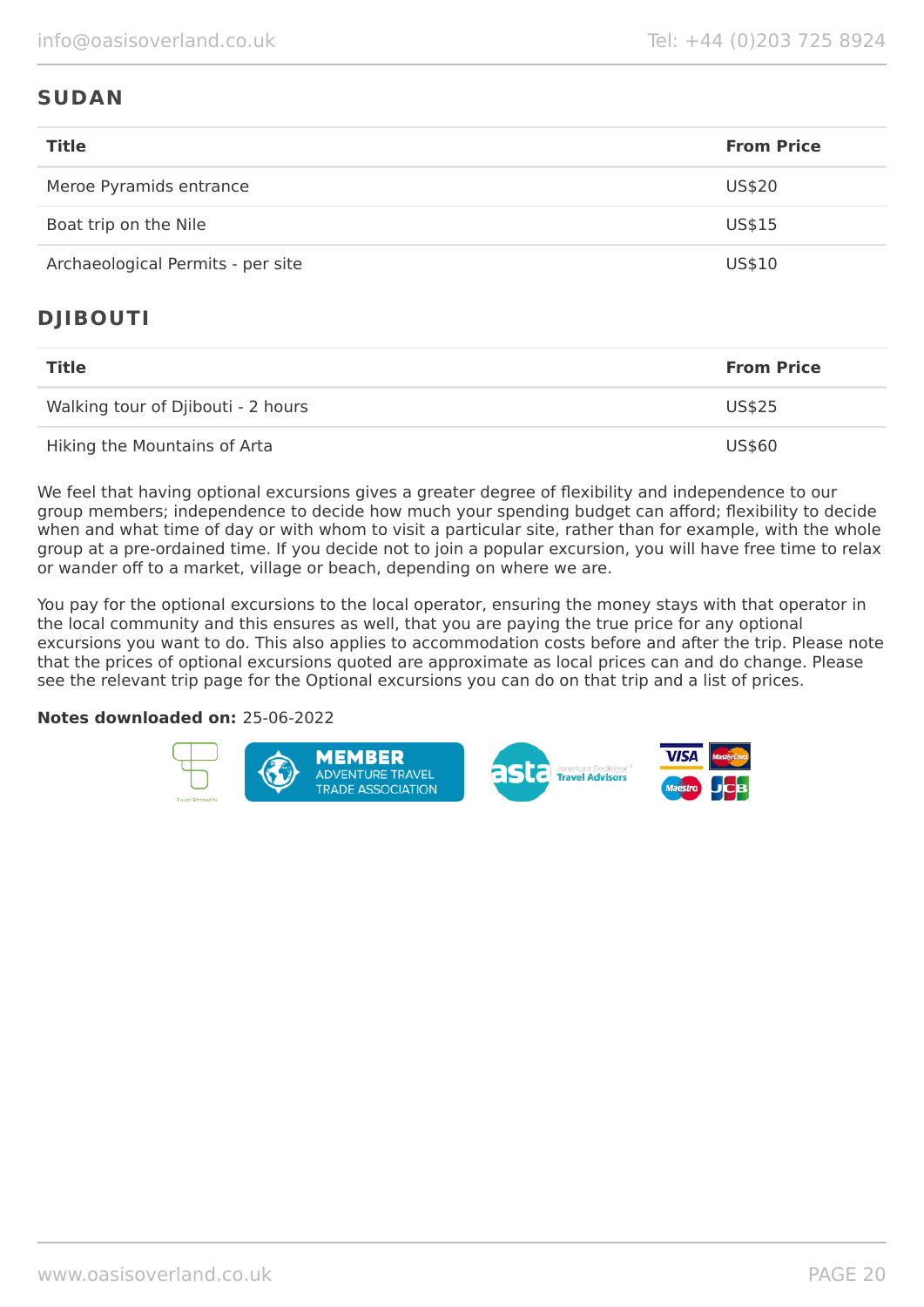## SUDAN

| Title | From Price |
| --- | --- |
| Meroe Pyramids entrance | US$20 |
| Boat trip on the Nile | US$15 |
| Archaeological Permits - per site | US$10 |

## DJIBOUTI

| Title | From Price |
| --- | --- |
| Walking tour of Djibouti - 2 hours | US$25 |
| Hiking the Mountains of Arta | US$60 |

We feel that having optional excursions gives a greater degree of flexibility and independence to our group members; independence to decide how much your spending budget can afford; flexibility to decide when and what time of day or with whom to visit a particular site, rather than for example, with the whole group at a pre-ordained time. If you decide not to join a popular excursion, you will have free time to relax or wander off to a market, village or beach, depending on where we are.

You pay for the optional excursions to the local operator, ensuring the money stays with that operator in the local community and this ensures as well, that you are paying the true price for any optional excursions you want to do. This also applies to accommodation costs before and after the trip. Please note that the prices of optional excursions quoted are approximate as local prices can and do change. Please see the relevant trip page for the Optional excursions you can do on that trip and a list of prices.

**Notes downloaded on:** 25-06-2022